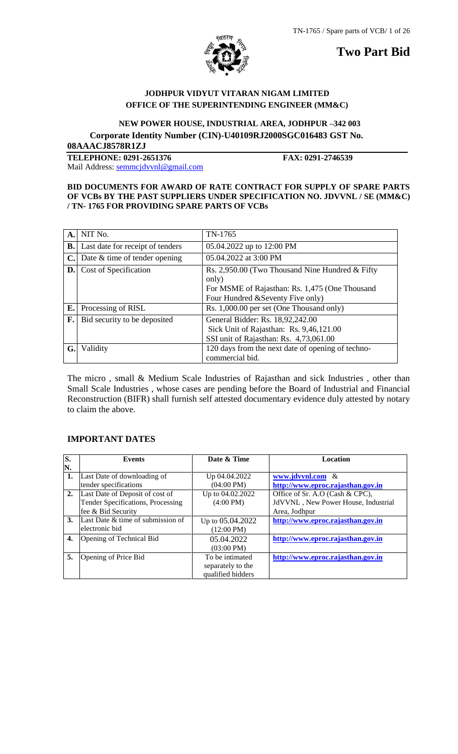# Two Part Bid

**JODHPUR VIDYUT VITARAN NIGAM LIMITED**
**OFFICE OF THE SUPERINTENDING ENGINEER (MM&C)**

**NEW POWER HOUSE, INDUSTRIAL AREA, JODHPUR –342 003**
**Corporate Identity Number (CIN)-U40109RJ2000SGC016483 GST No. 08AAACJ8578R1ZJ**

**TELEPHONE: 0291-2651376** **FAX: 0291-2746539**
Mail Address: semmcjdvvnl@gmail.com

**BID DOCUMENTS FOR AWARD OF RATE CONTRACT FOR SUPPLY OF SPARE PARTS OF VCBs BY THE PAST SUPPLIERS UNDER SPECIFICATION NO. JDVVNL / SE (MM&C) / TN- 1765 FOR PROVIDING SPARE PARTS OF VCBs**

| | | |
|---|---|---|
| **A.** | NIT No. | TN-1765 |
| **B.** | Last date for receipt of tenders | 05.04.2022 up to 12:00 PM |
| **C.** | Date & time of tender opening | 05.04.2022 at 3:00 PM |
| **D.** | Cost of Specification | Rs. 2,950.00 (Two Thousand Nine Hundred & Fifty only)<br>For MSME of Rajasthan: Rs. 1,475 (One Thousand Four Hundred &Seventy Five only) |
| **E.** | Processing of RISL | Rs. 1,000.00 per set (One Thousand only) |
| **F.** | Bid security to be deposited | General Bidder: Rs. 18,92,242.00<br>Sick Unit of Rajasthan: Rs. 9,46,121.00<br>SSI unit of Rajasthan: Rs. 4,73,061.00 |
| **G.** | Validity | 120 days from the next date of opening of techno-commercial bid. |

The micro , small & Medium Scale Industries of Rajasthan and sick Industries , other than Small Scale Industries , whose cases are pending before the Board of Industrial and Financial Reconstruction (BIFR) shall furnish self attested documentary evidence duly attested by notary to claim the above.

## IMPORTANT DATES

| S. N. | Events | Date & Time | Location |
|---|---|---|---|
| 1. | Last Date of downloading of tender specifications | Up 04.04.2022 (04:00 PM) | www.jdvvnl.com & http://www.eproc.rajasthan.gov.in |
| 2. | Last Date of Deposit of cost of Tender Specifications, Processing fee & Bid Security | Up to 04.02.2022 (4:00 PM) | Office of Sr. A.O (Cash & CPC), JdVVNL , New Power House, Industrial Area, Jodhpur |
| 3. | Last Date & time of submission of electronic bid | Up to 05.04.2022 (12:00 PM) | http://www.eproc.rajasthan.gov.in |
| 4. | Opening of Technical Bid | 05.04.2022 (03:00 PM) | http://www.eproc.rajasthan.gov.in |
| 5. | Opening of Price Bid | To be intimated separately to the qualified bidders | http://www.eproc.rajasthan.gov.in |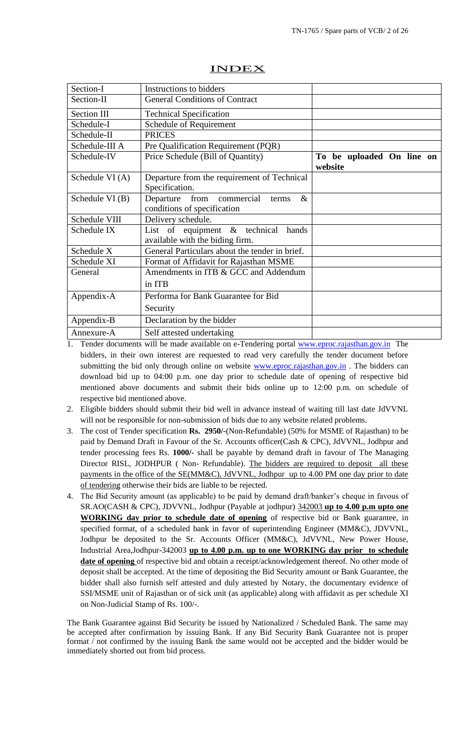# INDEX

| | | |
|---|---|---|
| Section-I | Instructions to bidders | |
| Section-II | General Conditions of Contract | |
| Section III | Technical Specification | |
| Schedule-I | Schedule of Requirement | |
| Schedule-II | PRICES | |
| Schedule-III A | Pre Qualification Requirement (PQR) | |
| Schedule-IV | Price Schedule (Bill of Quantity) | **To be uploaded On line on website** |
| Schedule VI (A) | Departure from the requirement of Technical Specification. | |
| Schedule VI (B) | Departure from commercial terms & conditions of specification | |
| Schedule VIII | Delivery schedule. | |
| Schedule IX | List of equipment & technical hands available with the biding firm. | |
| Schedule X | General Particulars about the tender in brief. | |
| Schedule XI | Format of Affidavit for Rajasthan MSME | |
| General | Amendments in ITB & GCC and Addendum in ITB | |
| Appendix-A | Performa for Bank Guarantee for Bid Security | |
| Appendix-B | Declaration by the bidder | |
| Annexure-A | Self attested undertaking | |

1. Tender documents will be made available on e-Tendering portal www.eproc.rajasthan.gov.in The bidders, in their own interest are requested to read very carefully the tender document before submitting the bid only through online on website www.eproc.rajasthan.gov.in . The bidders can download bid up to 04:00 p.m. one day prior to schedule date of opening of respective bid mentioned above documents and submit their bids online up to 12:00 p.m. on schedule of respective bid mentioned above.
2. Eligible bidders should submit their bid well in advance instead of waiting till last date JdVVNL will not be responsible for non-submission of bids due to any website related problems.
3. The cost of Tender specification **Rs. 2950/-**(Non-Refundable) (50% for MSME of Rajasthan) to be paid by Demand Draft in Favour of the Sr. Accounts officer(Cash & CPC), JdVVNL, Jodhpur and tender processing fees Rs. **1000/-** shall be payable by demand draft in favour of The Managing Director RISL, JODHPUR ( Non- Refundable). <u>The bidders are required to deposit all these payments in the office of the SE(MM&C), JdVVNL, Jodhpur up to 4.00 PM one day prior to date of tendering</u> otherwise their bids are liable to be rejected.
4. The Bid Security amount (as applicable) to be paid by demand draft/banker's cheque in favous of SR.AO(CASH & CPC), JDVVNL, Jodhpur (Payable at jodhpur) <u>342003</u> **<u>up to 4.00 p.m upto one WORKING day prior to schedule date of opening</u>** of respective bid or Bank guarantee, in specified format, of a scheduled bank in favor of superintending Engineer (MM&C), JDVVNL, Jodhpur be deposited to the Sr. Accounts Officer (MM&C), JdVVNL, New Power House, Industrial Area,Jodhpur-342003 **<u>up to 4.00 p.m. up to one WORKING day prior to schedule date of opening</u>** of respective bid and obtain a receipt/acknowledgement thereof. No other mode of deposit shall be accepted. At the time of depositing the Bid Security amount or Bank Guarantee, the bidder shall also furnish self attested and duly attested by Notary, the documentary evidence of SSI/MSME unit of Rajasthan or of sick unit (as applicable) along with affidavit as per schedule XI on Non-Judicial Stamp of Rs. 100/-.

The Bank Guarantee against Bid Security be issued by Nationalized / Scheduled Bank. The same may be accepted after confirmation by issuing Bank. If any Bid Security Bank Guarantee not is proper format / not confirmed by the issuing Bank the same would not be accepted and the bidder would be immediately shorted out from bid process.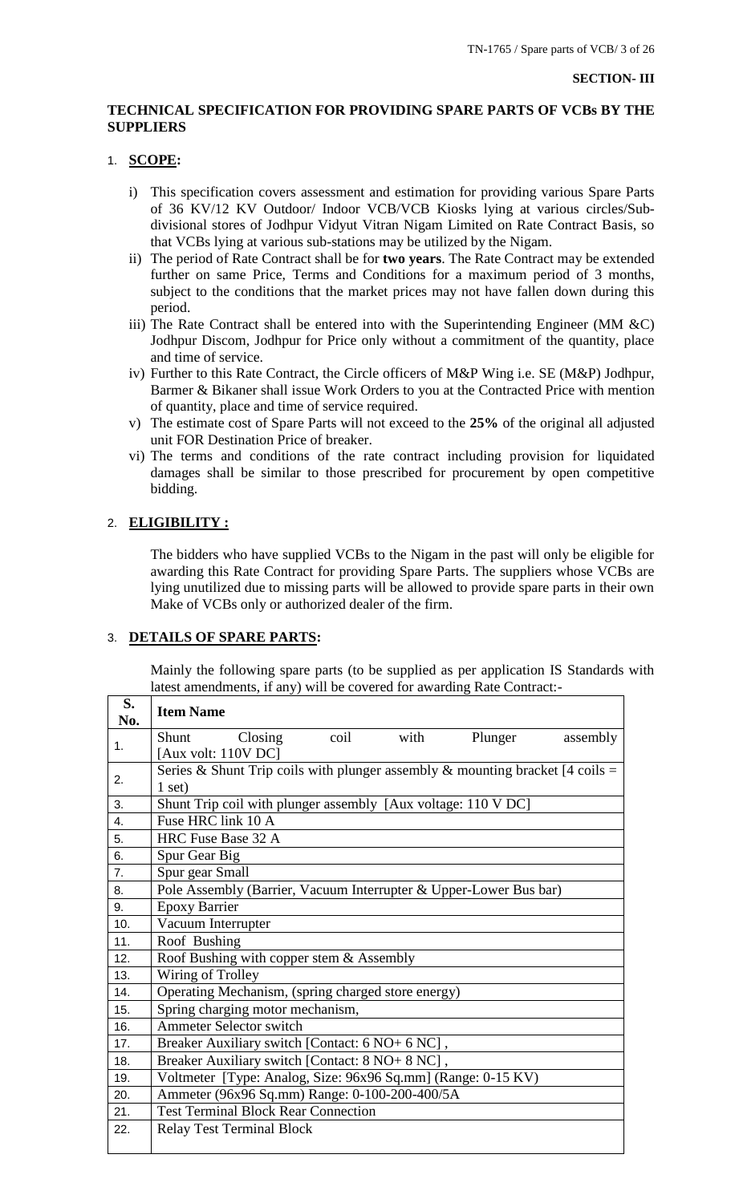**SECTION- III**

## TECHNICAL SPECIFICATION FOR PROVIDING SPARE PARTS OF VCBs BY THE SUPPLIERS

### 1. SCOPE:

i) This specification covers assessment and estimation for providing various Spare Parts of 36 KV/12 KV Outdoor/ Indoor VCB/VCB Kiosks lying at various circles/Sub-divisional stores of Jodhpur Vidyut Vitran Nigam Limited on Rate Contract Basis, so that VCBs lying at various sub-stations may be utilized by the Nigam.

ii) The period of Rate Contract shall be for **two years**. The Rate Contract may be extended further on same Price, Terms and Conditions for a maximum period of 3 months, subject to the conditions that the market prices may not have fallen down during this period.

iii) The Rate Contract shall be entered into with the Superintending Engineer (MM &C) Jodhpur Discom, Jodhpur for Price only without a commitment of the quantity, place and time of service.

iv) Further to this Rate Contract, the Circle officers of M&P Wing i.e. SE (M&P) Jodhpur, Barmer & Bikaner shall issue Work Orders to you at the Contracted Price with mention of quantity, place and time of service required.

v) The estimate cost of Spare Parts will not exceed to the **25%** of the original all adjusted unit FOR Destination Price of breaker.

vi) The terms and conditions of the rate contract including provision for liquidated damages shall be similar to those prescribed for procurement by open competitive bidding.

### 2. ELIGIBILITY :

The bidders who have supplied VCBs to the Nigam in the past will only be eligible for awarding this Rate Contract for providing Spare Parts. The suppliers whose VCBs are lying unutilized due to missing parts will be allowed to provide spare parts in their own Make of VCBs only or authorized dealer of the firm.

### 3. DETAILS OF SPARE PARTS:

Mainly the following spare parts (to be supplied as per application IS Standards with latest amendments, if any) will be covered for awarding Rate Contract:-

| S. No. | Item Name |
|---|---|
| 1. | Shunt Closing coil with Plunger assembly [Aux volt: 110V DC] |
| 2. | Series & Shunt Trip coils with plunger assembly & mounting bracket [4 coils = 1 set) |
| 3. | Shunt Trip coil with plunger assembly [Aux voltage: 110 V DC] |
| 4. | Fuse HRC link 10 A |
| 5. | HRC Fuse Base 32 A |
| 6. | Spur Gear Big |
| 7. | Spur gear Small |
| 8. | Pole Assembly (Barrier, Vacuum Interrupter & Upper-Lower Bus bar) |
| 9. | Epoxy Barrier |
| 10. | Vacuum Interrupter |
| 11. | Roof Bushing |
| 12. | Roof Bushing with copper stem & Assembly |
| 13. | Wiring of Trolley |
| 14. | Operating Mechanism, (spring charged store energy) |
| 15. | Spring charging motor mechanism, |
| 16. | Ammeter Selector switch |
| 17. | Breaker Auxiliary switch [Contact: 6 NO+ 6 NC] , |
| 18. | Breaker Auxiliary switch [Contact: 8 NO+ 8 NC] , |
| 19. | Voltmeter [Type: Analog, Size: 96x96 Sq.mm] (Range: 0-15 KV) |
| 20. | Ammeter (96x96 Sq.mm) Range: 0-100-200-400/5A |
| 21. | Test Terminal Block Rear Connection |
| 22. | Relay Test Terminal Block |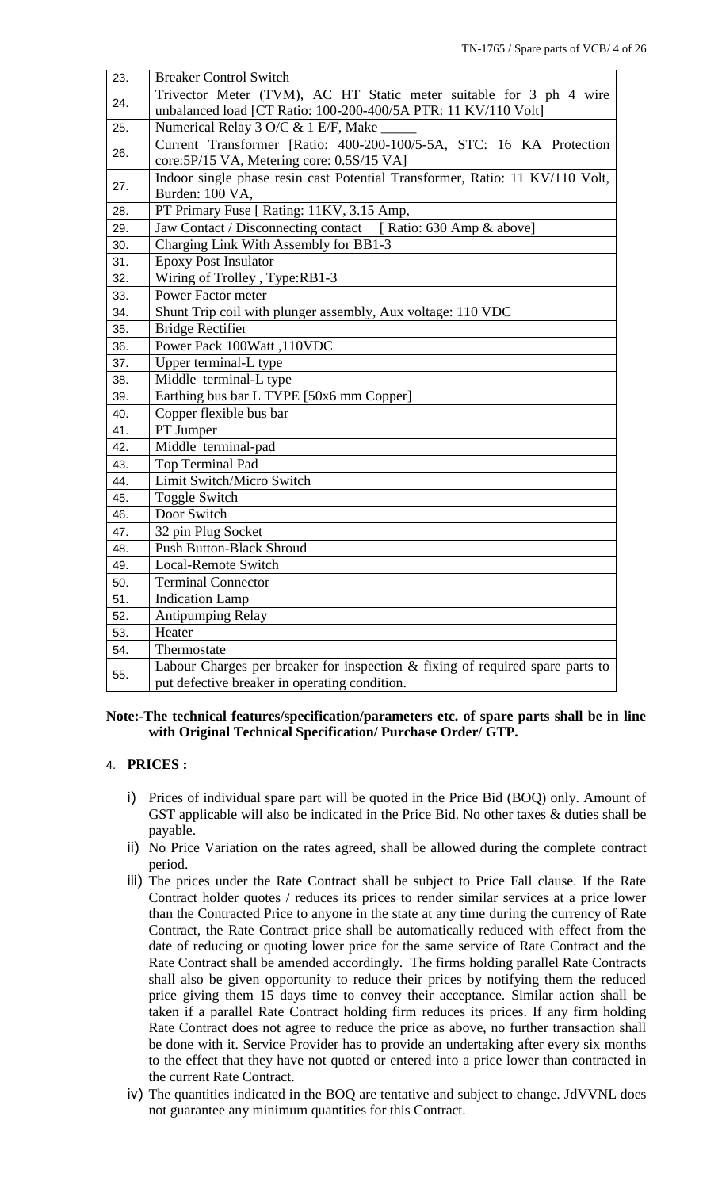| | |
|---|---|
| 23. | Breaker Control Switch |
| 24. | Trivector Meter (TVM), AC HT Static meter suitable for 3 ph 4 wire unbalanced load [CT Ratio: 100-200-400/5A PTR: 11 KV/110 Volt] |
| 25. | Numerical Relay 3 O/C & 1 E/F, Make _____ |
| 26. | Current Transformer [Ratio: 400-200-100/5-5A, STC: 16 KA Protection core:5P/15 VA, Metering core: 0.5S/15 VA] |
| 27. | Indoor single phase resin cast Potential Transformer, Ratio: 11 KV/110 Volt, Burden: 100 VA, |
| 28. | PT Primary Fuse [ Rating: 11KV, 3.15 Amp, |
| 29. | Jaw Contact / Disconnecting contact [ Ratio: 630 Amp & above] |
| 30. | Charging Link With Assembly for BB1-3 |
| 31. | Epoxy Post Insulator |
| 32. | Wiring of Trolley , Type:RB1-3 |
| 33. | Power Factor meter |
| 34. | Shunt Trip coil with plunger assembly, Aux voltage: 110 VDC |
| 35. | Bridge Rectifier |
| 36. | Power Pack 100Watt ,110VDC |
| 37. | Upper terminal-L type |
| 38. | Middle terminal-L type |
| 39. | Earthing bus bar L TYPE [50x6 mm Copper] |
| 40. | Copper flexible bus bar |
| 41. | PT Jumper |
| 42. | Middle terminal-pad |
| 43. | Top Terminal Pad |
| 44. | Limit Switch/Micro Switch |
| 45. | Toggle Switch |
| 46. | Door Switch |
| 47. | 32 pin Plug Socket |
| 48. | Push Button-Black Shroud |
| 49. | Local-Remote Switch |
| 50. | Terminal Connector |
| 51. | Indication Lamp |
| 52. | Antipumping Relay |
| 53. | Heater |
| 54. | Thermostate |
| 55. | Labour Charges per breaker for inspection & fixing of required spare parts to put defective breaker in operating condition. |

**Note:-The technical features/specification/parameters etc. of spare parts shall be in line with Original Technical Specification/ Purchase Order/ GTP.**

4. **PRICES :**

i) Prices of individual spare part will be quoted in the Price Bid (BOQ) only. Amount of GST applicable will also be indicated in the Price Bid. No other taxes & duties shall be payable.

ii) No Price Variation on the rates agreed, shall be allowed during the complete contract period.

iii) The prices under the Rate Contract shall be subject to Price Fall clause. If the Rate Contract holder quotes / reduces its prices to render similar services at a price lower than the Contracted Price to anyone in the state at any time during the currency of Rate Contract, the Rate Contract price shall be automatically reduced with effect from the date of reducing or quoting lower price for the same service of Rate Contract and the Rate Contract shall be amended accordingly. The firms holding parallel Rate Contracts shall also be given opportunity to reduce their prices by notifying them the reduced price giving them 15 days time to convey their acceptance. Similar action shall be taken if a parallel Rate Contract holding firm reduces its prices. If any firm holding Rate Contract does not agree to reduce the price as above, no further transaction shall be done with it. Service Provider has to provide an undertaking after every six months to the effect that they have not quoted or entered into a price lower than contracted in the current Rate Contract.

iv) The quantities indicated in the BOQ are tentative and subject to change. JdVVNL does not guarantee any minimum quantities for this Contract.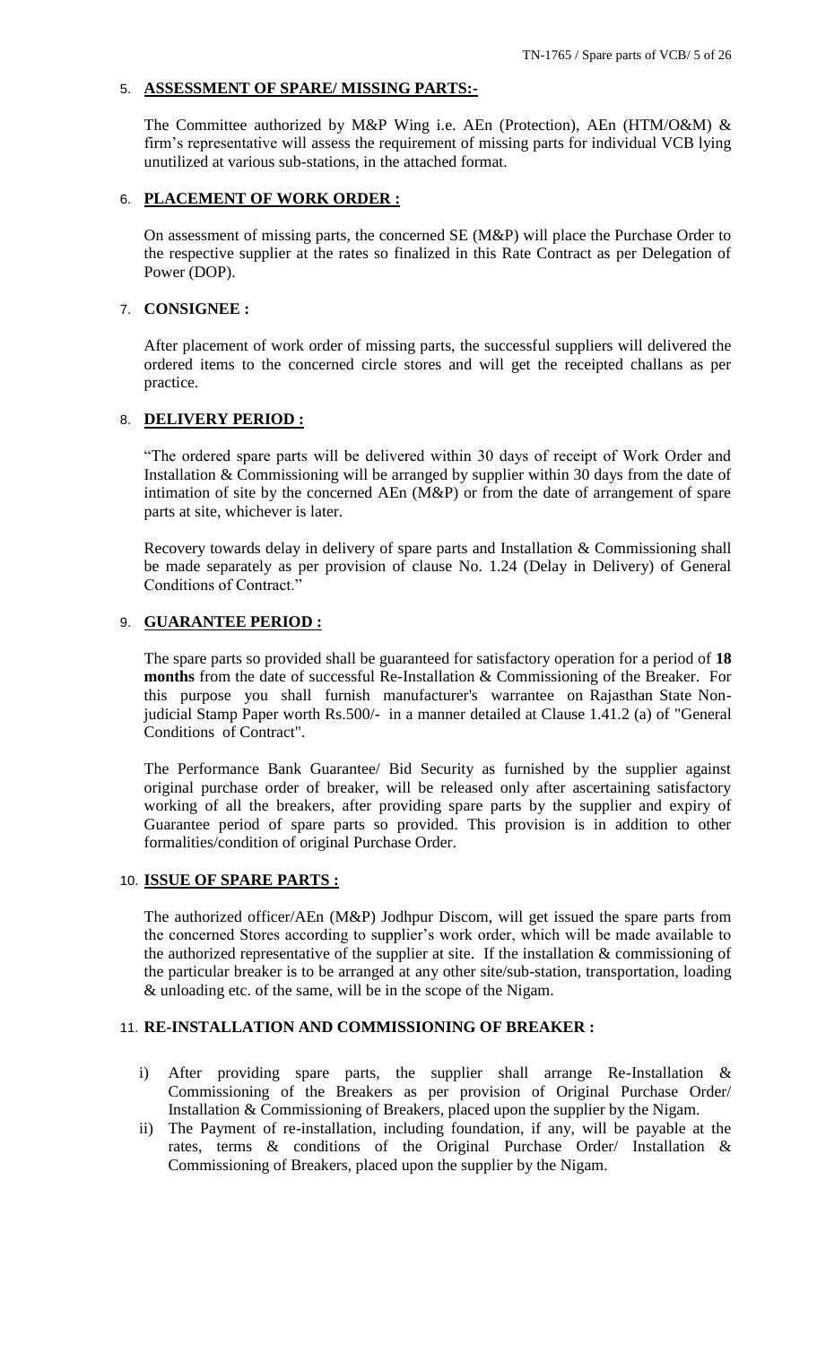5. **ASSESSMENT OF SPARE/ MISSING PARTS:-**

The Committee authorized by M&P Wing i.e. AEn (Protection), AEn (HTM/O&M) & firm's representative will assess the requirement of missing parts for individual VCB lying unutilized at various sub-stations, in the attached format.

6. **PLACEMENT OF WORK ORDER :**

On assessment of missing parts, the concerned SE (M&P) will place the Purchase Order to the respective supplier at the rates so finalized in this Rate Contract as per Delegation of Power (DOP).

7. **CONSIGNEE :**

After placement of work order of missing parts, the successful suppliers will delivered the ordered items to the concerned circle stores and will get the receipted challans as per practice.

8. **DELIVERY PERIOD :**

"The ordered spare parts will be delivered within 30 days of receipt of Work Order and Installation & Commissioning will be arranged by supplier within 30 days from the date of intimation of site by the concerned AEn (M&P) or from the date of arrangement of spare parts at site, whichever is later.

Recovery towards delay in delivery of spare parts and Installation & Commissioning shall be made separately as per provision of clause No. 1.24 (Delay in Delivery) of General Conditions of Contract."

9. **GUARANTEE PERIOD :**

The spare parts so provided shall be guaranteed for satisfactory operation for a period of **18 months** from the date of successful Re-Installation & Commissioning of the Breaker. For this purpose you shall furnish manufacturer's warrantee on Rajasthan State Non-judicial Stamp Paper worth Rs.500/- in a manner detailed at Clause 1.41.2 (a) of "General Conditions of Contract".

The Performance Bank Guarantee/ Bid Security as furnished by the supplier against original purchase order of breaker, will be released only after ascertaining satisfactory working of all the breakers, after providing spare parts by the supplier and expiry of Guarantee period of spare parts so provided. This provision is in addition to other formalities/condition of original Purchase Order.

10. **ISSUE OF SPARE PARTS :**

The authorized officer/AEn (M&P) Jodhpur Discom, will get issued the spare parts from the concerned Stores according to supplier's work order, which will be made available to the authorized representative of the supplier at site. If the installation & commissioning of the particular breaker is to be arranged at any other site/sub-station, transportation, loading & unloading etc. of the same, will be in the scope of the Nigam.

11. **RE-INSTALLATION AND COMMISSIONING OF BREAKER :**

i) After providing spare parts, the supplier shall arrange Re-Installation & Commissioning of the Breakers as per provision of Original Purchase Order/ Installation & Commissioning of Breakers, placed upon the supplier by the Nigam.

ii) The Payment of re-installation, including foundation, if any, will be payable at the rates, terms & conditions of the Original Purchase Order/ Installation & Commissioning of Breakers, placed upon the supplier by the Nigam.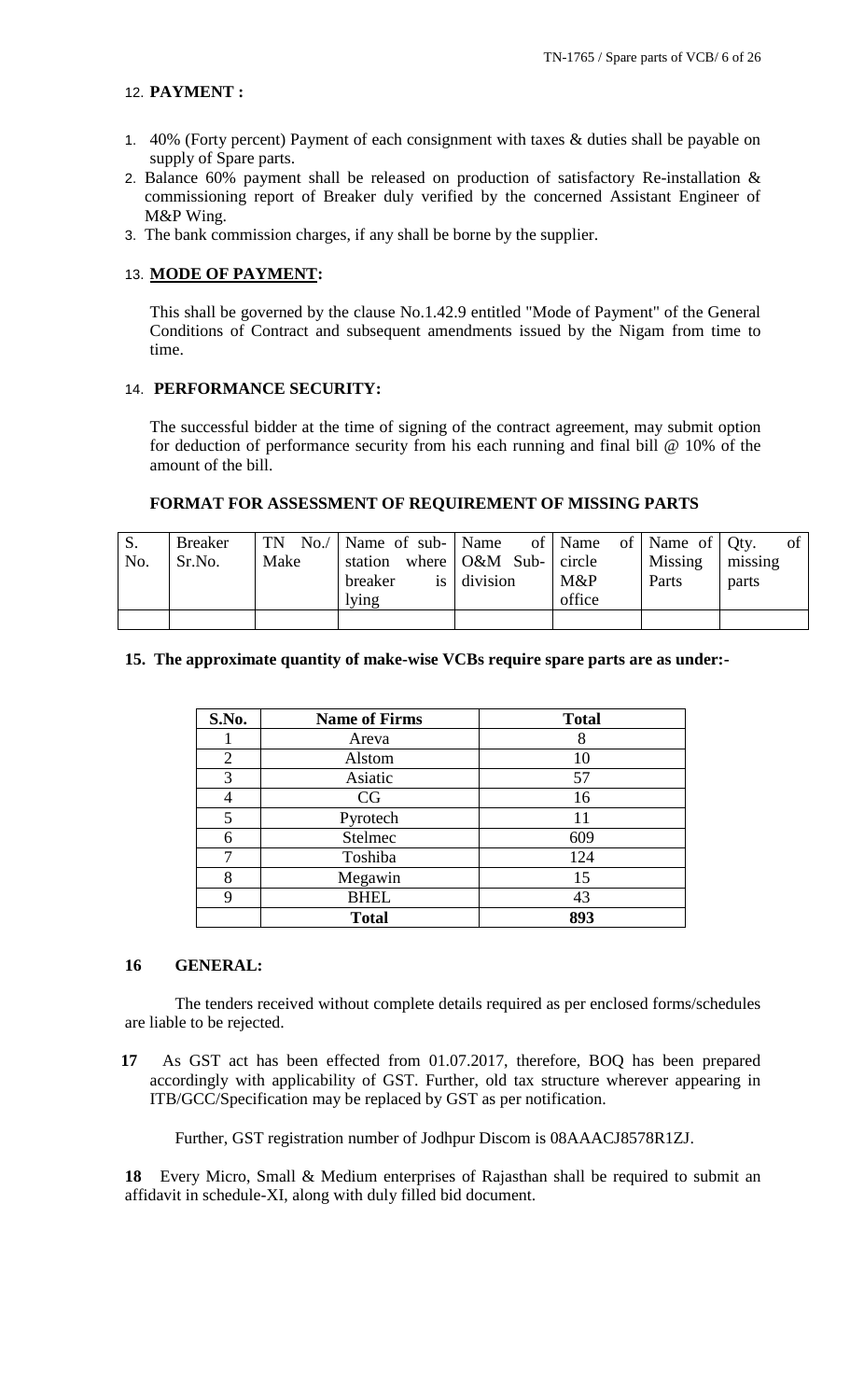## 12. PAYMENT :

1. 40% (Forty percent) Payment of each consignment with taxes & duties shall be payable on supply of Spare parts.
2. Balance 60% payment shall be released on production of satisfactory Re-installation & commissioning report of Breaker duly verified by the concerned Assistant Engineer of M&P Wing.
3. The bank commission charges, if any shall be borne by the supplier.

## 13. MODE OF PAYMENT:

This shall be governed by the clause No.1.42.9 entitled "Mode of Payment" of the General Conditions of Contract and subsequent amendments issued by the Nigam from time to time.

## 14. PERFORMANCE SECURITY:

The successful bidder at the time of signing of the contract agreement, may submit option for deduction of performance security from his each running and final bill @ 10% of the amount of the bill.

### FORMAT FOR ASSESSMENT OF REQUIREMENT OF MISSING PARTS

| S. No. | Breaker Sr.No. | TN No./ Make | Name of sub-station where breaker is lying | Name of O&M Sub-division | Name of circle M&P office | Name of Missing Parts | Qty. of missing parts |
|---|---|---|---|---|---|---|---|
| | | | | | | | |

### 15. The approximate quantity of make-wise VCBs require spare parts are as under:-

| S.No. | Name of Firms | Total |
|---|---|---|
| 1 | Areva | 8 |
| 2 | Alstom | 10 |
| 3 | Asiatic | 57 |
| 4 | CG | 16 |
| 5 | Pyrotech | 11 |
| 6 | Stelmec | 609 |
| 7 | Toshiba | 124 |
| 8 | Megawin | 15 |
| 9 | BHEL | 43 |
| | **Total** | **893** |

## 16 GENERAL:

The tenders received without complete details required as per enclosed forms/schedules are liable to be rejected.

**17** As GST act has been effected from 01.07.2017, therefore, BOQ has been prepared accordingly with applicability of GST. Further, old tax structure wherever appearing in ITB/GCC/Specification may be replaced by GST as per notification.

Further, GST registration number of Jodhpur Discom is 08AAACJ8578R1ZJ.

**18** Every Micro, Small & Medium enterprises of Rajasthan shall be required to submit an affidavit in schedule-XI, along with duly filled bid document.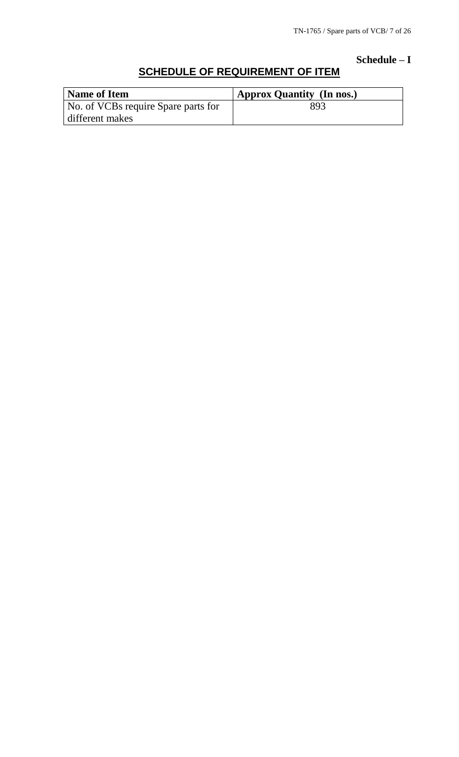**Schedule – I**

## SCHEDULE OF REQUIREMENT OF ITEM

| Name of Item | Approx Quantity (In nos.) |
|---|---|
| No. of VCBs require Spare parts for different makes | 893 |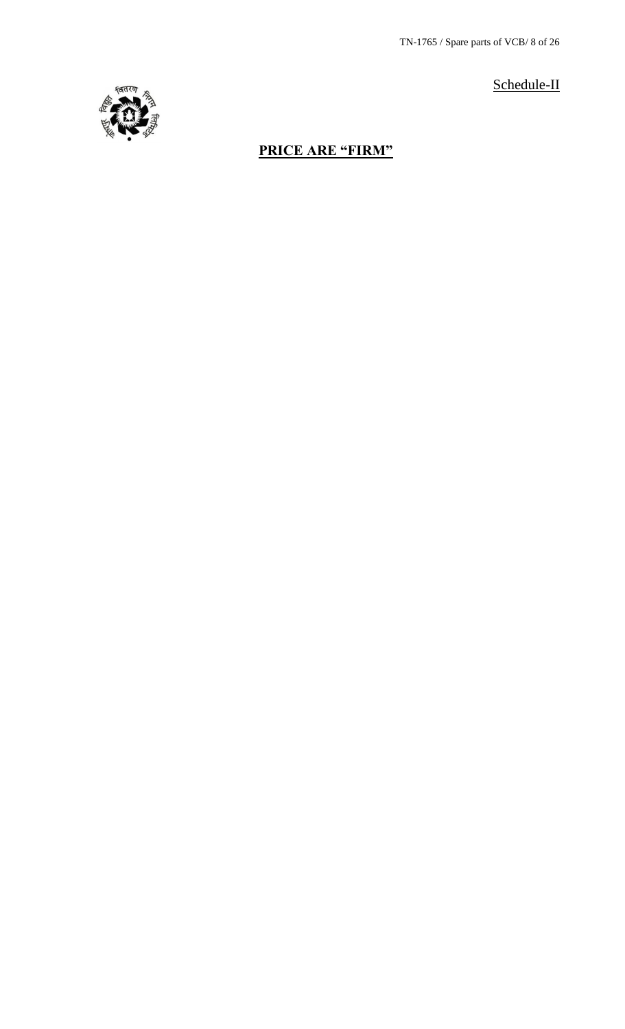Schedule-II

**PRICE ARE "FIRM"**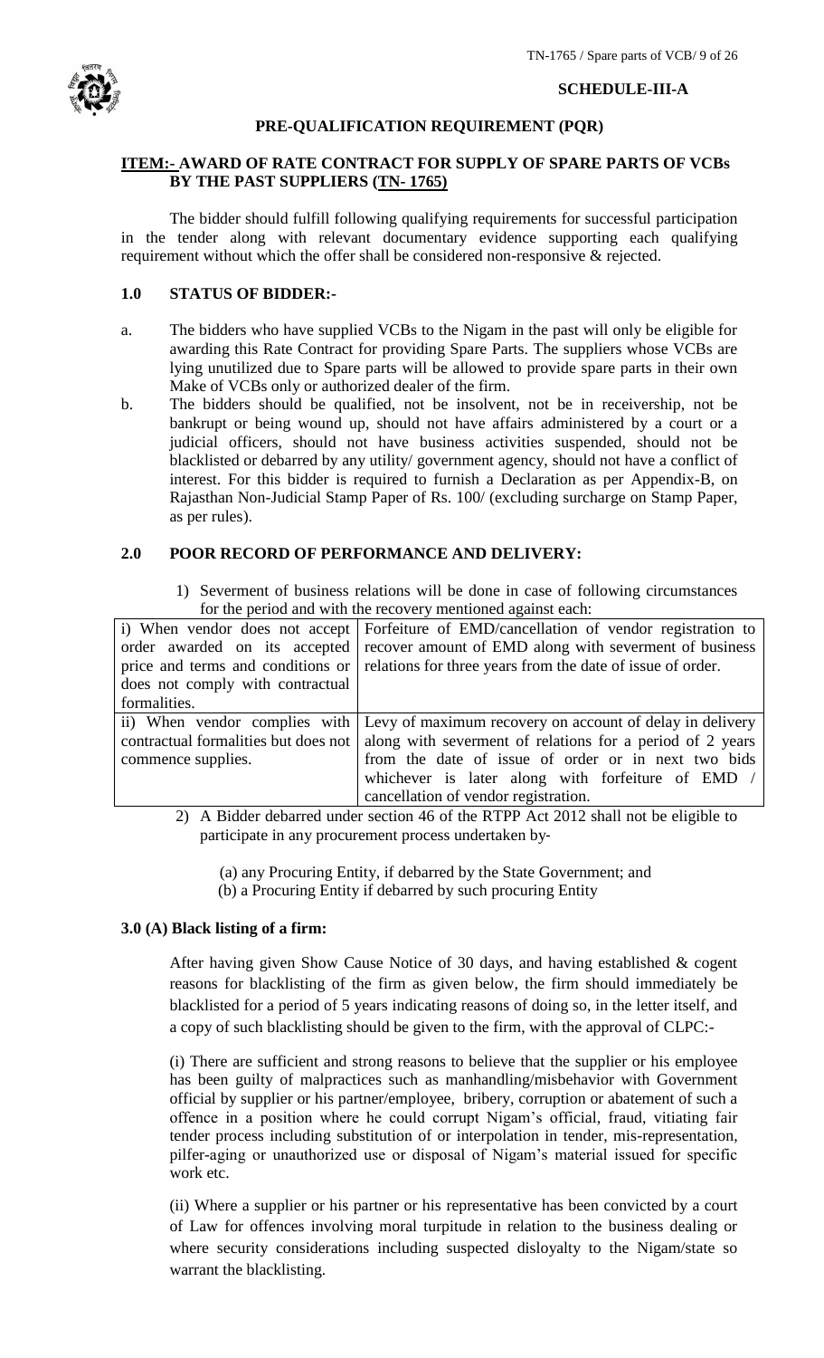**SCHEDULE-III-A**

## PRE-QUALIFICATION REQUIREMENT (PQR)

### ITEM:- AWARD OF RATE CONTRACT FOR SUPPLY OF SPARE PARTS OF VCBs BY THE PAST SUPPLIERS (TN- 1765)

The bidder should fulfill following qualifying requirements for successful participation in the tender along with relevant documentary evidence supporting each qualifying requirement without which the offer shall be considered non-responsive & rejected.

### 1.0 STATUS OF BIDDER:-

a. The bidders who have supplied VCBs to the Nigam in the past will only be eligible for awarding this Rate Contract for providing Spare Parts. The suppliers whose VCBs are lying unutilized due to Spare parts will be allowed to provide spare parts in their own Make of VCBs only or authorized dealer of the firm.

b. The bidders should be qualified, not be insolvent, not be in receivership, not be bankrupt or being wound up, should not have affairs administered by a court or a judicial officers, should not have business activities suspended, should not be blacklisted or debarred by any utility/ government agency, should not have a conflict of interest. For this bidder is required to furnish a Declaration as per Appendix-B, on Rajasthan Non-Judicial Stamp Paper of Rs. 100/ (excluding surcharge on Stamp Paper, as per rules).

### 2.0 POOR RECORD OF PERFORMANCE AND DELIVERY:

1) Severment of business relations will be done in case of following circumstances for the period and with the recovery mentioned against each:

| | |
|---|---|
| i) When vendor does not accept order awarded on its accepted price and terms and conditions or does not comply with contractual formalities. | Forfeiture of EMD/cancellation of vendor registration to recover amount of EMD along with severment of business relations for three years from the date of issue of order. |
| ii) When vendor complies with contractual formalities but does not commence supplies. | Levy of maximum recovery on account of delay in delivery along with severment of relations for a period of 2 years from the date of issue of order or in next two bids whichever is later along with forfeiture of EMD / cancellation of vendor registration. |

2) A Bidder debarred under section 46 of the RTPP Act 2012 shall not be eligible to participate in any procurement process undertaken by-

(a) any Procuring Entity, if debarred by the State Government; and
(b) a Procuring Entity if debarred by such procuring Entity

### 3.0 (A) Black listing of a firm:

After having given Show Cause Notice of 30 days, and having established & cogent reasons for blacklisting of the firm as given below, the firm should immediately be blacklisted for a period of 5 years indicating reasons of doing so, in the letter itself, and a copy of such blacklisting should be given to the firm, with the approval of CLPC:-

(i) There are sufficient and strong reasons to believe that the supplier or his employee has been guilty of malpractices such as manhandling/misbehavior with Government official by supplier or his partner/employee, bribery, corruption or abatement of such a offence in a position where he could corrupt Nigam's official, fraud, vitiating fair tender process including substitution of or interpolation in tender, mis-representation, pilfer-aging or unauthorized use or disposal of Nigam's material issued for specific work etc.

(ii) Where a supplier or his partner or his representative has been convicted by a court of Law for offences involving moral turpitude in relation to the business dealing or where security considerations including suspected disloyalty to the Nigam/state so warrant the blacklisting.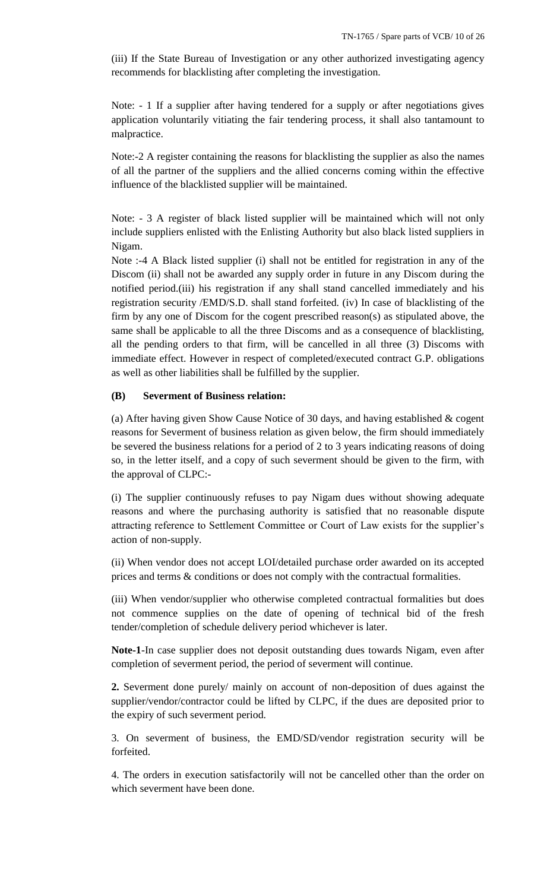(iii) If the State Bureau of Investigation or any other authorized investigating agency recommends for blacklisting after completing the investigation.

Note: - 1 If a supplier after having tendered for a supply or after negotiations gives application voluntarily vitiating the fair tendering process, it shall also tantamount to malpractice.

Note:-2 A register containing the reasons for blacklisting the supplier as also the names of all the partner of the suppliers and the allied concerns coming within the effective influence of the blacklisted supplier will be maintained.

Note: - 3 A register of black listed supplier will be maintained which will not only include suppliers enlisted with the Enlisting Authority but also black listed suppliers in Nigam.

Note :-4 A Black listed supplier (i) shall not be entitled for registration in any of the Discom (ii) shall not be awarded any supply order in future in any Discom during the notified period.(iii) his registration if any shall stand cancelled immediately and his registration security /EMD/S.D. shall stand forfeited. (iv) In case of blacklisting of the firm by any one of Discom for the cogent prescribed reason(s) as stipulated above, the same shall be applicable to all the three Discoms and as a consequence of blacklisting, all the pending orders to that firm, will be cancelled in all three (3) Discoms with immediate effect. However in respect of completed/executed contract G.P. obligations as well as other liabilities shall be fulfilled by the supplier.

**(B) Severment of Business relation:**

(a) After having given Show Cause Notice of 30 days, and having established & cogent reasons for Severment of business relation as given below, the firm should immediately be severed the business relations for a period of 2 to 3 years indicating reasons of doing so, in the letter itself, and a copy of such severment should be given to the firm, with the approval of CLPC:-

(i) The supplier continuously refuses to pay Nigam dues without showing adequate reasons and where the purchasing authority is satisfied that no reasonable dispute attracting reference to Settlement Committee or Court of Law exists for the supplier's action of non-supply.

(ii) When vendor does not accept LOI/detailed purchase order awarded on its accepted prices and terms & conditions or does not comply with the contractual formalities.

(iii) When vendor/supplier who otherwise completed contractual formalities but does not commence supplies on the date of opening of technical bid of the fresh tender/completion of schedule delivery period whichever is later.

**Note-1**-In case supplier does not deposit outstanding dues towards Nigam, even after completion of severment period, the period of severment will continue.

**2.** Severment done purely/ mainly on account of non-deposition of dues against the supplier/vendor/contractor could be lifted by CLPC, if the dues are deposited prior to the expiry of such severment period.

3. On severment of business, the EMD/SD/vendor registration security will be forfeited.

4. The orders in execution satisfactorily will not be cancelled other than the order on which severment have been done.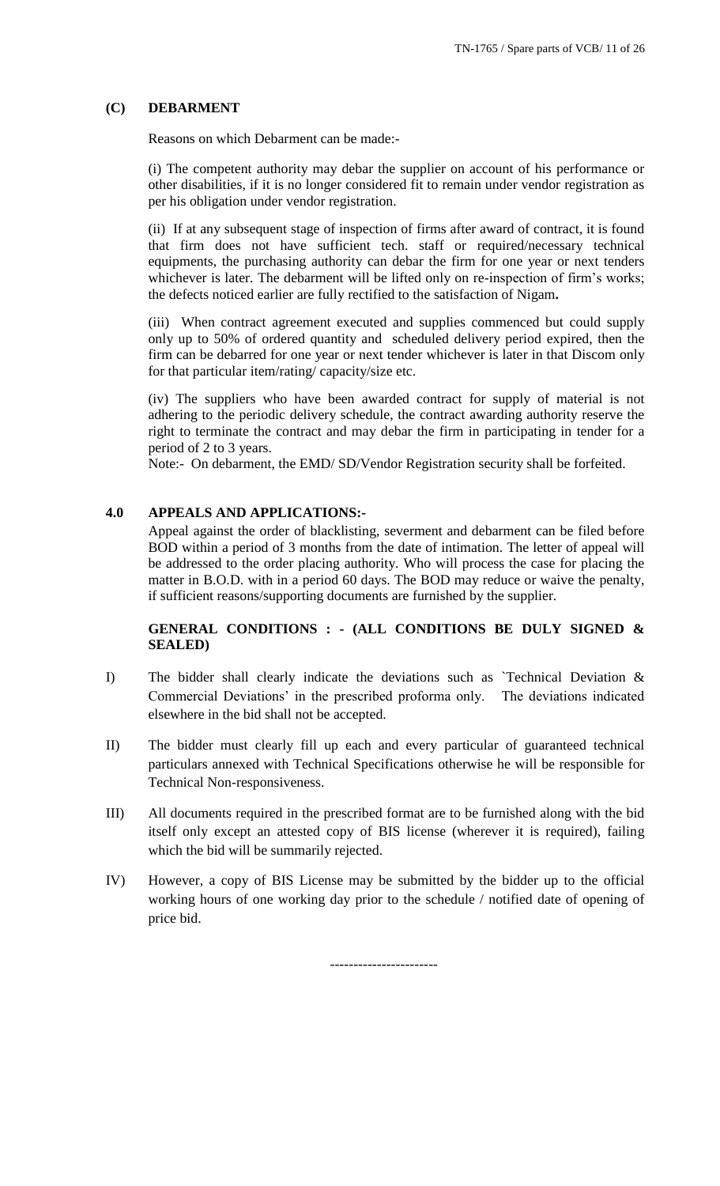**(C) DEBARMENT**

Reasons on which Debarment can be made:-

(i) The competent authority may debar the supplier on account of his performance or other disabilities, if it is no longer considered fit to remain under vendor registration as per his obligation under vendor registration.

(ii) If at any subsequent stage of inspection of firms after award of contract, it is found that firm does not have sufficient tech. staff or required/necessary technical equipments, the purchasing authority can debar the firm for one year or next tenders whichever is later. The debarment will be lifted only on re-inspection of firm's works; the defects noticed earlier are fully rectified to the satisfaction of Nigam**.**

(iii) When contract agreement executed and supplies commenced but could supply only up to 50% of ordered quantity and scheduled delivery period expired, then the firm can be debarred for one year or next tender whichever is later in that Discom only for that particular item/rating/ capacity/size etc.

(iv) The suppliers who have been awarded contract for supply of material is not adhering to the periodic delivery schedule, the contract awarding authority reserve the right to terminate the contract and may debar the firm in participating in tender for a period of 2 to 3 years.

Note:- On debarment, the EMD/ SD/Vendor Registration security shall be forfeited.

**4.0 APPEALS AND APPLICATIONS:-**

Appeal against the order of blacklisting, severment and debarment can be filed before BOD within a period of 3 months from the date of intimation. The letter of appeal will be addressed to the order placing authority. Who will process the case for placing the matter in B.O.D. with in a period 60 days. The BOD may reduce or waive the penalty, if sufficient reasons/supporting documents are furnished by the supplier.

**GENERAL CONDITIONS : - (ALL CONDITIONS BE DULY SIGNED & SEALED)**

I) The bidder shall clearly indicate the deviations such as `Technical Deviation & Commercial Deviations' in the prescribed proforma only. The deviations indicated elsewhere in the bid shall not be accepted.

II) The bidder must clearly fill up each and every particular of guaranteed technical particulars annexed with Technical Specifications otherwise he will be responsible for Technical Non-responsiveness.

III) All documents required in the prescribed format are to be furnished along with the bid itself only except an attested copy of BIS license (wherever it is required), failing which the bid will be summarily rejected.

IV) However, a copy of BIS License may be submitted by the bidder up to the official working hours of one working day prior to the schedule / notified date of opening of price bid.

-----------------------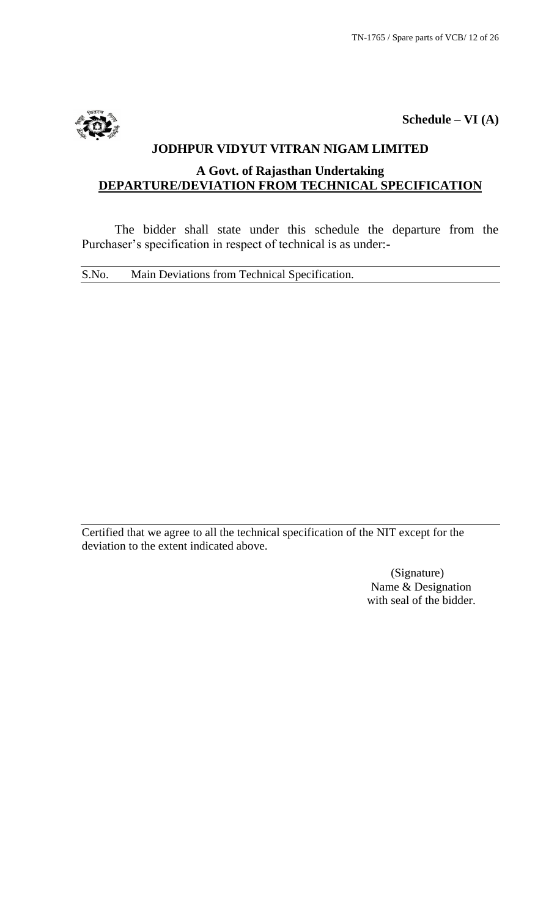**Schedule – VI (A)**

## JODHPUR VIDYUT VITRAN NIGAM LIMITED

### A Govt. of Rajasthan Undertaking

### DEPARTURE/DEVIATION FROM TECHNICAL SPECIFICATION

The bidder shall state under this schedule the departure from the Purchaser's specification in respect of technical is as under:-

| S.No. | Main Deviations from Technical Specification. |
|---|---|
| | |

Certified that we agree to all the technical specification of the NIT except for the deviation to the extent indicated above.

(Signature)
Name & Designation
with seal of the bidder.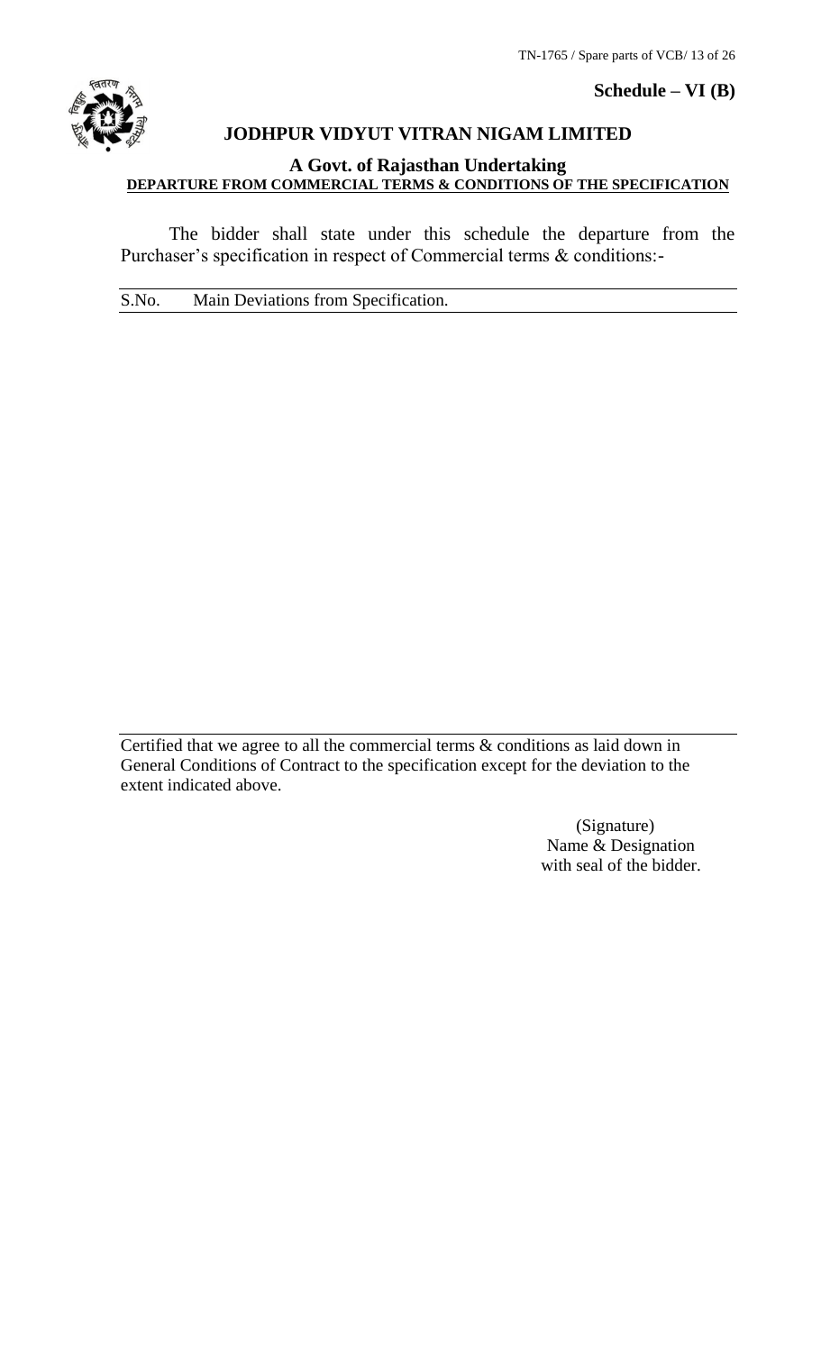**Schedule – VI (B)**

## JODHPUR VIDYUT VITRAN NIGAM LIMITED

### A Govt. of Rajasthan Undertaking

**DEPARTURE FROM COMMERCIAL TERMS & CONDITIONS OF THE SPECIFICATION**

The bidder shall state under this schedule the departure from the Purchaser's specification in respect of Commercial terms & conditions:-

| S.No. | Main Deviations from Specification. |
|---|---|
| | |

Certified that we agree to all the commercial terms & conditions as laid down in General Conditions of Contract to the specification except for the deviation to the extent indicated above.

(Signature)
Name & Designation
with seal of the bidder.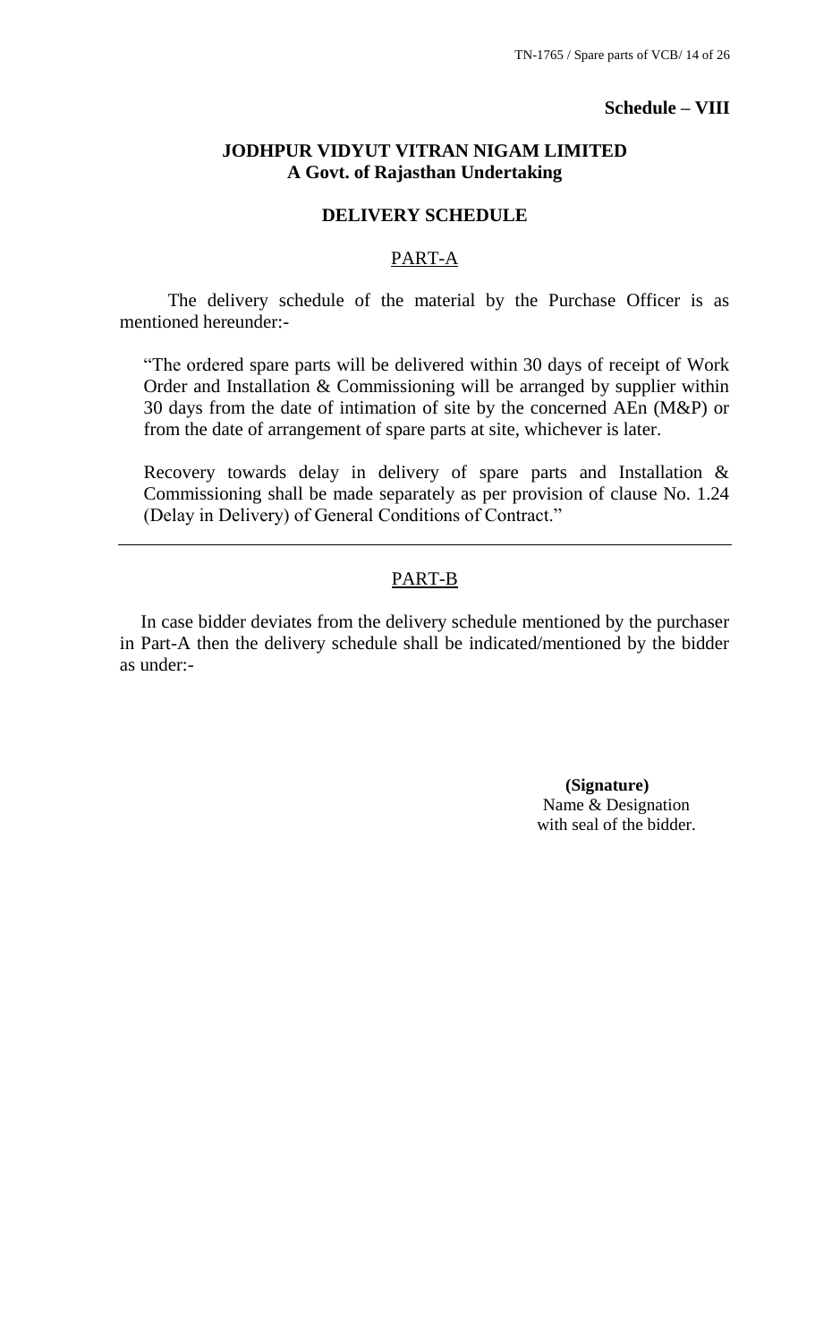**Schedule – VIII**

## JODHPUR VIDYUT VITRAN NIGAM LIMITED
### A Govt. of Rajasthan Undertaking

### DELIVERY SCHEDULE

#### PART-A

The delivery schedule of the material by the Purchase Officer is as mentioned hereunder:-

"The ordered spare parts will be delivered within 30 days of receipt of Work Order and Installation & Commissioning will be arranged by supplier within 30 days from the date of intimation of site by the concerned AEn (M&P) or from the date of arrangement of spare parts at site, whichever is later.

Recovery towards delay in delivery of spare parts and Installation & Commissioning shall be made separately as per provision of clause No. 1.24 (Delay in Delivery) of General Conditions of Contract."

---

#### PART-B

In case bidder deviates from the delivery schedule mentioned by the purchaser in Part-A then the delivery schedule shall be indicated/mentioned by the bidder as under:-

**(Signature)**
Name & Designation
with seal of the bidder.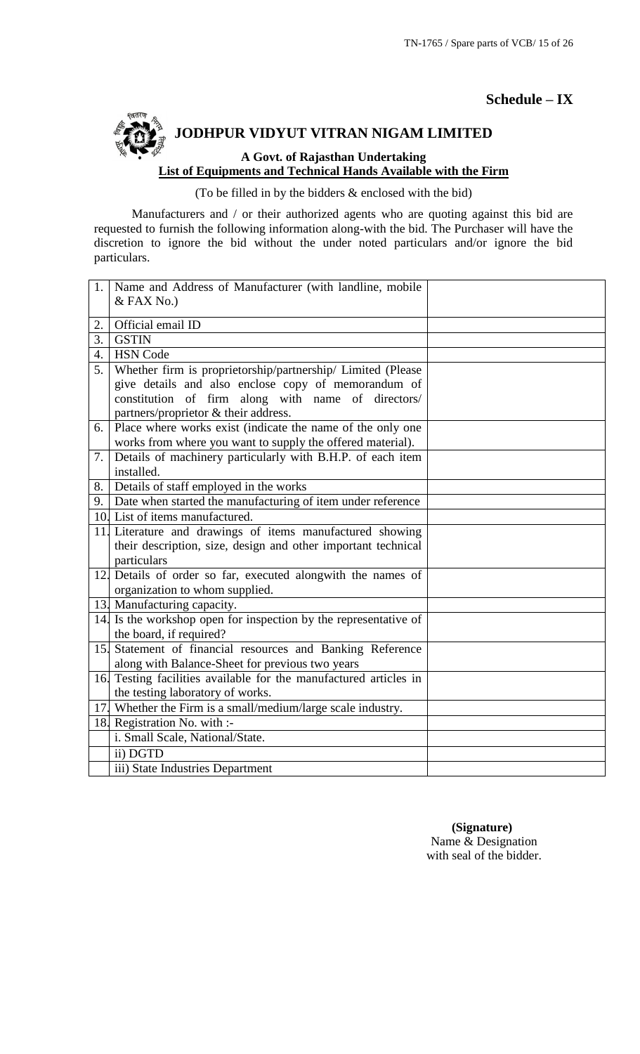**Schedule – IX**

# JODHPUR VIDYUT VITRAN NIGAM LIMITED

**A Govt. of Rajasthan Undertaking**

**List of Equipments and Technical Hands Available with the Firm**

(To be filled in by the bidders & enclosed with the bid)

Manufacturers and / or their authorized agents who are quoting against this bid are requested to furnish the following information along-with the bid. The Purchaser will have the discretion to ignore the bid without the under noted particulars and/or ignore the bid particulars.

| | | |
|---|---|---|
| 1. | Name and Address of Manufacturer (with landline, mobile & FAX No.) | |
| 2. | Official email ID | |
| 3. | GSTIN | |
| 4. | HSN Code | |
| 5. | Whether firm is proprietorship/partnership/ Limited (Please give details and also enclose copy of memorandum of constitution of firm along with name of directors/ partners/proprietor & their address. | |
| 6. | Place where works exist (indicate the name of the only one works from where you want to supply the offered material). | |
| 7. | Details of machinery particularly with B.H.P. of each item installed. | |
| 8. | Details of staff employed in the works | |
| 9. | Date when started the manufacturing of item under reference | |
| 10. | List of items manufactured. | |
| 11. | Literature and drawings of items manufactured showing their description, size, design and other important technical particulars | |
| 12. | Details of order so far, executed alongwith the names of organization to whom supplied. | |
| 13. | Manufacturing capacity. | |
| 14. | Is the workshop open for inspection by the representative of the board, if required? | |
| 15. | Statement of financial resources and Banking Reference along with Balance-Sheet for previous two years | |
| 16. | Testing facilities available for the manufactured articles in the testing laboratory of works. | |
| 17. | Whether the Firm is a small/medium/large scale industry. | |
| 18. | Registration No. with :- | |
| | i. Small Scale, National/State. | |
| | ii) DGTD | |
| | iii) State Industries Department | |

**(Signature)**
Name & Designation
with seal of the bidder.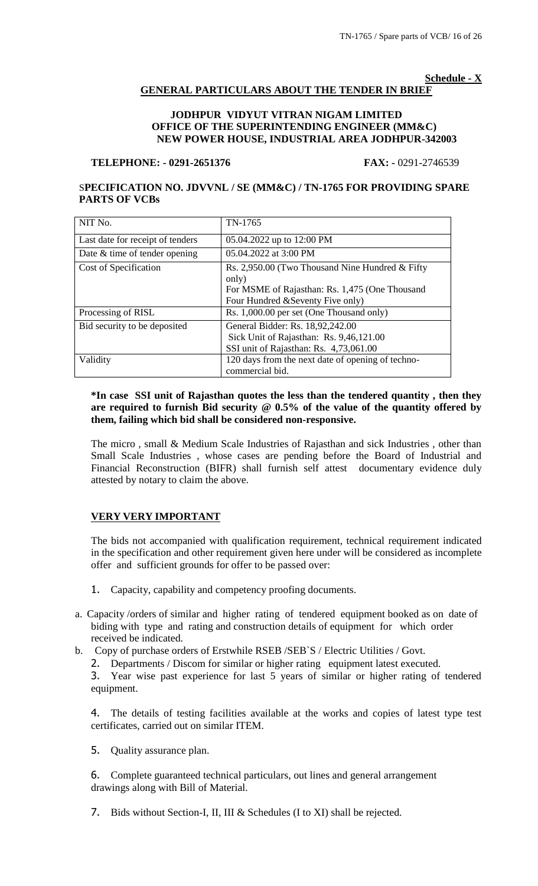**Schedule - X**

## GENERAL PARTICULARS ABOUT THE TENDER IN BRIEF

**JODHPUR VIDYUT VITRAN NIGAM LIMITED**
**OFFICE OF THE SUPERINTENDING ENGINEER (MM&C)**
**NEW POWER HOUSE, INDUSTRIAL AREA JODHPUR-342003**

**TELEPHONE: - 0291-2651376** **FAX: -** 0291-2746539

**SPECIFICATION NO. JDVVNL / SE (MM&C) / TN-1765 FOR PROVIDING SPARE PARTS OF VCBs**

| NIT No. | TN-1765 |
|---|---|
| Last date for receipt of tenders | 05.04.2022 up to 12:00 PM |
| Date & time of tender opening | 05.04.2022 at 3:00 PM |
| Cost of Specification | Rs. 2,950.00 (Two Thousand Nine Hundred & Fifty only)<br>For MSME of Rajasthan: Rs. 1,475 (One Thousand Four Hundred &Seventy Five only) |
| Processing of RISL | Rs. 1,000.00 per set (One Thousand only) |
| Bid security to be deposited | General Bidder: Rs. 18,92,242.00<br>Sick Unit of Rajasthan: Rs. 9,46,121.00<br>SSI unit of Rajasthan: Rs. 4,73,061.00 |
| Validity | 120 days from the next date of opening of techno-commercial bid. |

**\*In case SSI unit of Rajasthan quotes the less than the tendered quantity , then they are required to furnish Bid security @ 0.5% of the value of the quantity offered by them, failing which bid shall be considered non-responsive.**

The micro , small & Medium Scale Industries of Rajasthan and sick Industries , other than Small Scale Industries , whose cases are pending before the Board of Industrial and Financial Reconstruction (BIFR) shall furnish self attest documentary evidence duly attested by notary to claim the above.

**VERY VERY IMPORTANT**

The bids not accompanied with qualification requirement, technical requirement indicated in the specification and other requirement given here under will be considered as incomplete offer and sufficient grounds for offer to be passed over:

1. Capacity, capability and competency proofing documents.

a. Capacity /orders of similar and higher rating of tendered equipment booked as on date of biding with type and rating and construction details of equipment for which order received be indicated.

b. Copy of purchase orders of Erstwhile RSEB /SEB`S / Electric Utilities / Govt.

2. Departments / Discom for similar or higher rating equipment latest executed.

3. Year wise past experience for last 5 years of similar or higher rating of tendered equipment.

4. The details of testing facilities available at the works and copies of latest type test certificates, carried out on similar ITEM.

5. Quality assurance plan.

6. Complete guaranteed technical particulars, out lines and general arrangement drawings along with Bill of Material.

7. Bids without Section-I, II, III & Schedules (I to XI) shall be rejected.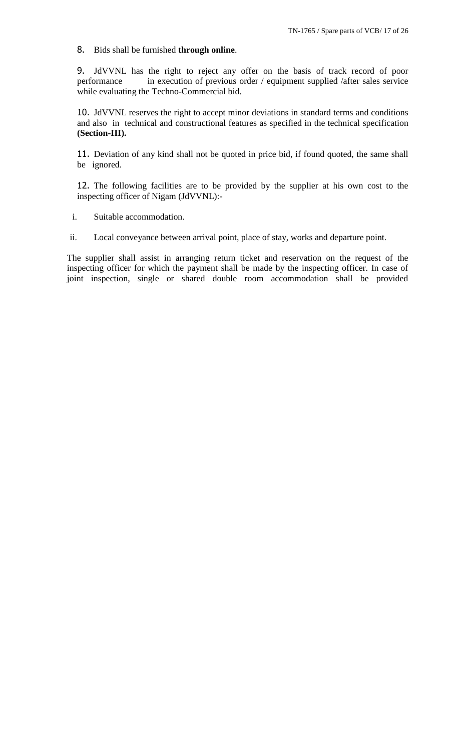8. Bids shall be furnished **through online**.

9. JdVVNL has the right to reject any offer on the basis of track record of poor performance in execution of previous order / equipment supplied /after sales service while evaluating the Techno-Commercial bid.

10. JdVVNL reserves the right to accept minor deviations in standard terms and conditions and also in technical and constructional features as specified in the technical specification **(Section-III).**

11. Deviation of any kind shall not be quoted in price bid, if found quoted, the same shall be ignored.

12. The following facilities are to be provided by the supplier at his own cost to the inspecting officer of Nigam (JdVVNL):-

i. Suitable accommodation.

ii. Local conveyance between arrival point, place of stay, works and departure point.

The supplier shall assist in arranging return ticket and reservation on the request of the inspecting officer for which the payment shall be made by the inspecting officer. In case of joint inspection, single or shared double room accommodation shall be provided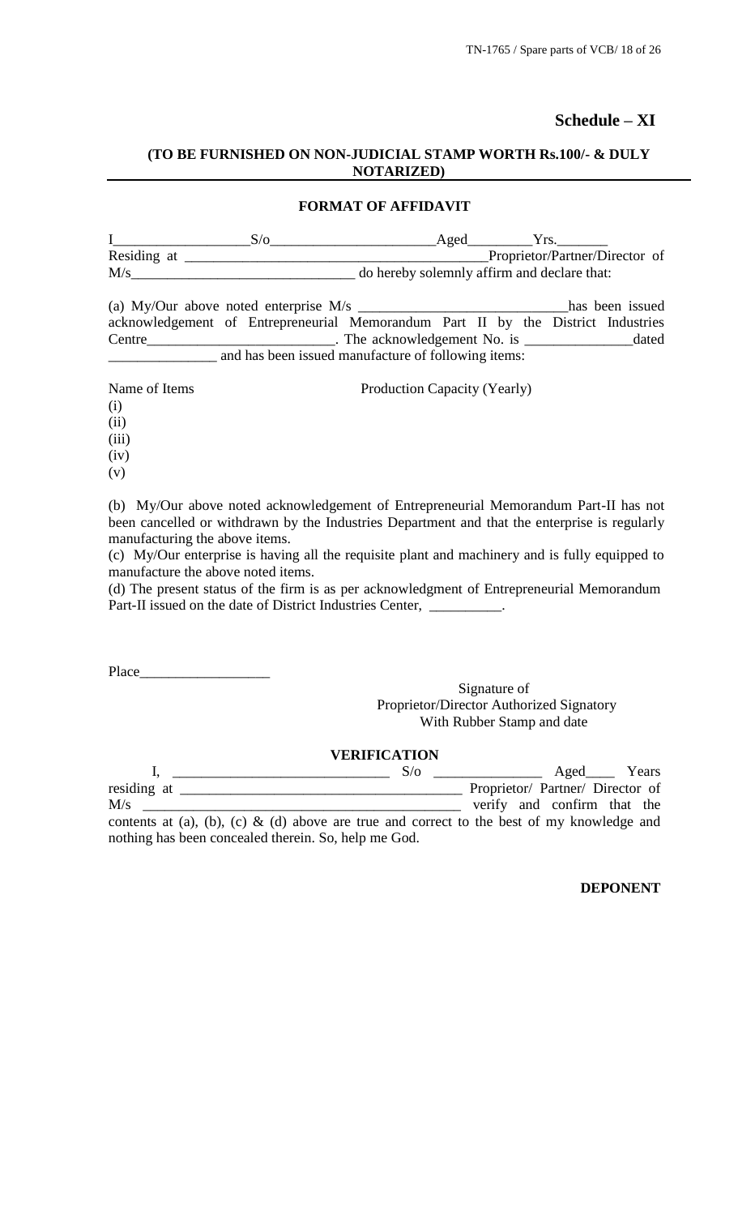## Schedule – XI

**(TO BE FURNISHED ON NON-JUDICIAL STAMP WORTH Rs.100/- & DULY NOTARIZED)**

**FORMAT OF AFFIDAVIT**

I__________________S/o______________________Aged________Yrs._______
Residing at __________________________________________Proprietor/Partner/Director of M/s______________________________ do hereby solemnly affirm and declare that:

(a) My/Our above noted enterprise M/s ____________________________has been issued acknowledgement of Entrepreneurial Memorandum Part II by the District Industries Centre_________________________. The acknowledgement No. is ______________dated ______________ and has been issued manufacture of following items:

Name of Items Production Capacity (Yearly)

(i)
(ii)
(iii)
(iv)
(v)

(b) My/Our above noted acknowledgement of Entrepreneurial Memorandum Part-II has not been cancelled or withdrawn by the Industries Department and that the enterprise is regularly manufacturing the above items.
(c) My/Our enterprise is having all the requisite plant and machinery and is fully equipped to manufacture the above noted items.
(d) The present status of the firm is as per acknowledgment of Entrepreneurial Memorandum Part-II issued on the date of District Industries Center, __________.

Place__________________

Signature of
Proprietor/Director Authorized Signatory
With Rubber Stamp and date

**VERIFICATION**

I, ____________________________ S/o ______________ Aged____ Years residing at ______________________________________ Proprietor/ Partner/ Director of M/s ________________________________________ verify and confirm that the contents at (a), (b), (c) & (d) above are true and correct to the best of my knowledge and nothing has been concealed therein. So, help me God.

**DEPONENT**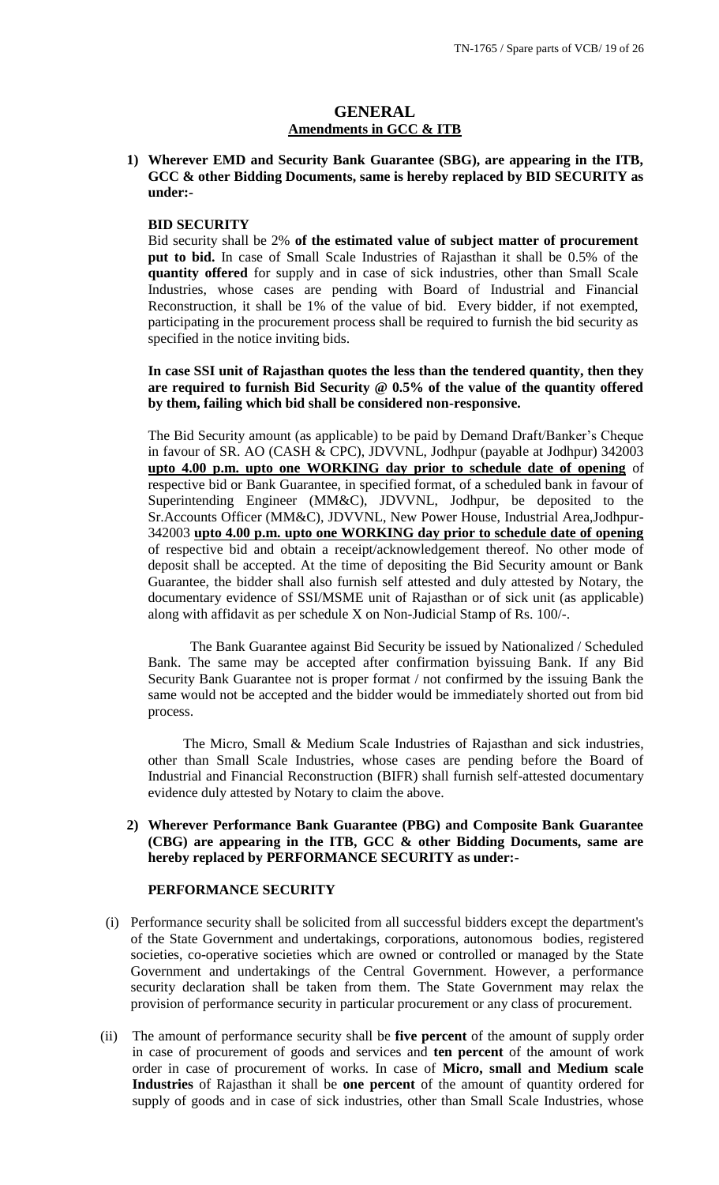## GENERAL

### Amendments in GCC & ITB

**1) Wherever EMD and Security Bank Guarantee (SBG), are appearing in the ITB, GCC & other Bidding Documents, same is hereby replaced by BID SECURITY as under:-**

**BID SECURITY**

Bid security shall be 2% **of the estimated value of subject matter of procurement put to bid.** In case of Small Scale Industries of Rajasthan it shall be 0.5% of the **quantity offered** for supply and in case of sick industries, other than Small Scale Industries, whose cases are pending with Board of Industrial and Financial Reconstruction, it shall be 1% of the value of bid. Every bidder, if not exempted, participating in the procurement process shall be required to furnish the bid security as specified in the notice inviting bids.

**In case SSI unit of Rajasthan quotes the less than the tendered quantity, then they are required to furnish Bid Security @ 0.5% of the value of the quantity offered by them, failing which bid shall be considered non-responsive.**

The Bid Security amount (as applicable) to be paid by Demand Draft/Banker's Cheque in favour of SR. AO (CASH & CPC), JDVVNL, Jodhpur (payable at Jodhpur) 342003 **upto 4.00 p.m. upto one WORKING day prior to schedule date of opening** of respective bid or Bank Guarantee, in specified format, of a scheduled bank in favour of Superintending Engineer (MM&C), JDVVNL, Jodhpur, be deposited to the Sr.Accounts Officer (MM&C), JDVVNL, New Power House, Industrial Area,Jodhpur-342003 **upto 4.00 p.m. upto one WORKING day prior to schedule date of opening** of respective bid and obtain a receipt/acknowledgement thereof. No other mode of deposit shall be accepted. At the time of depositing the Bid Security amount or Bank Guarantee, the bidder shall also furnish self attested and duly attested by Notary, the documentary evidence of SSI/MSME unit of Rajasthan or of sick unit (as applicable) along with affidavit as per schedule X on Non-Judicial Stamp of Rs. 100/-.

The Bank Guarantee against Bid Security be issued by Nationalized / Scheduled Bank. The same may be accepted after confirmation byissuing Bank. If any Bid Security Bank Guarantee not is proper format / not confirmed by the issuing Bank the same would not be accepted and the bidder would be immediately shorted out from bid process.

The Micro, Small & Medium Scale Industries of Rajasthan and sick industries, other than Small Scale Industries, whose cases are pending before the Board of Industrial and Financial Reconstruction (BIFR) shall furnish self-attested documentary evidence duly attested by Notary to claim the above.

**2) Wherever Performance Bank Guarantee (PBG) and Composite Bank Guarantee (CBG) are appearing in the ITB, GCC & other Bidding Documents, same are hereby replaced by PERFORMANCE SECURITY as under:-**

**PERFORMANCE SECURITY**

(i) Performance security shall be solicited from all successful bidders except the department's of the State Government and undertakings, corporations, autonomous bodies, registered societies, co-operative societies which are owned or controlled or managed by the State Government and undertakings of the Central Government. However, a performance security declaration shall be taken from them. The State Government may relax the provision of performance security in particular procurement or any class of procurement.

(ii) The amount of performance security shall be **five percent** of the amount of supply order in case of procurement of goods and services and **ten percent** of the amount of work order in case of procurement of works. In case of **Micro, small and Medium scale Industries** of Rajasthan it shall be **one percent** of the amount of quantity ordered for supply of goods and in case of sick industries, other than Small Scale Industries, whose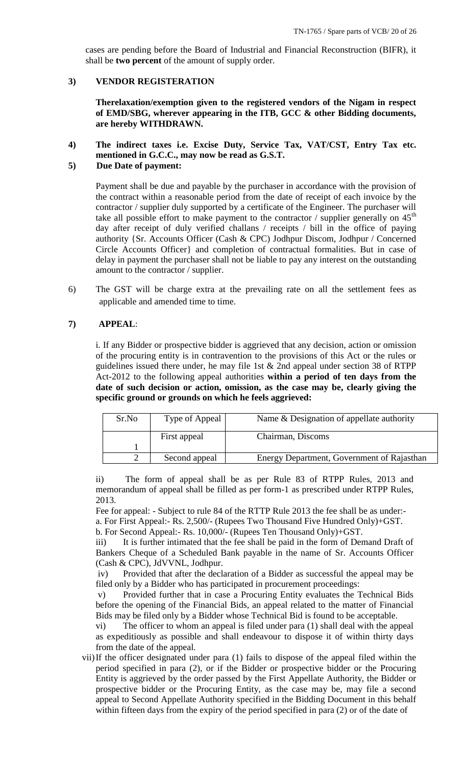cases are pending before the Board of Industrial and Financial Reconstruction (BIFR), it shall be **two percent** of the amount of supply order.

**3) VENDOR REGISTERATION**

**Therelaxation/exemption given to the registered vendors of the Nigam in respect of EMD/SBG, wherever appearing in the ITB, GCC & other Bidding documents, are hereby WITHDRAWN.**

**4) The indirect taxes i.e. Excise Duty, Service Tax, VAT/CST, Entry Tax etc. mentioned in G.C.C., may now be read as G.S.T.**

**5) Due Date of payment:**

Payment shall be due and payable by the purchaser in accordance with the provision of the contract within a reasonable period from the date of receipt of each invoice by the contractor / supplier duly supported by a certificate of the Engineer. The purchaser will take all possible effort to make payment to the contractor / supplier generally on 45th day after receipt of duly verified challans / receipts / bill in the office of paying authority {Sr. Accounts Officer (Cash & CPC) Jodhpur Discom, Jodhpur / Concerned Circle Accounts Officer} and completion of contractual formalities. But in case of delay in payment the purchaser shall not be liable to pay any interest on the outstanding amount to the contractor / supplier.

6) The GST will be charge extra at the prevailing rate on all the settlement fees as applicable and amended time to time.

**7) APPEAL**:

i. If any Bidder or prospective bidder is aggrieved that any decision, action or omission of the procuring entity is in contravention to the provisions of this Act or the rules or guidelines issued there under, he may file 1st & 2nd appeal under section 38 of RTPP Act-2012 to the following appeal authorities **within a period of ten days from the date of such decision or action, omission, as the case may be, clearly giving the specific ground or grounds on which he feels aggrieved:**

| Sr.No | Type of Appeal | Name & Designation of appellate authority |
|---|---|---|
| 1 | First appeal | Chairman, Discoms |
| 2 | Second appeal | Energy Department, Government of Rajasthan |

ii) The form of appeal shall be as per Rule 83 of RTPP Rules, 2013 and memorandum of appeal shall be filled as per form-1 as prescribed under RTPP Rules, 2013.

Fee for appeal: - Subject to rule 84 of the RTTP Rule 2013 the fee shall be as under:-

a. For First Appeal:- Rs. 2,500/- (Rupees Two Thousand Five Hundred Only)+GST.

b. For Second Appeal:- Rs. 10,000/- (Rupees Ten Thousand Only)+GST.

iii) It is further intimated that the fee shall be paid in the form of Demand Draft of Bankers Cheque of a Scheduled Bank payable in the name of Sr. Accounts Officer (Cash & CPC), JdVVNL, Jodhpur.

iv) Provided that after the declaration of a Bidder as successful the appeal may be filed only by a Bidder who has participated in procurement proceedings:

v) Provided further that in case a Procuring Entity evaluates the Technical Bids before the opening of the Financial Bids, an appeal related to the matter of Financial Bids may be filed only by a Bidder whose Technical Bid is found to be acceptable.

vi) The officer to whom an appeal is filed under para (1) shall deal with the appeal as expeditiously as possible and shall endeavour to dispose it of within thirty days from the date of the appeal.

vii) If the officer designated under para (1) fails to dispose of the appeal filed within the period specified in para (2), or if the Bidder or prospective bidder or the Procuring Entity is aggrieved by the order passed by the First Appellate Authority, the Bidder or prospective bidder or the Procuring Entity, as the case may be, may file a second appeal to Second Appellate Authority specified in the Bidding Document in this behalf within fifteen days from the expiry of the period specified in para (2) or of the date of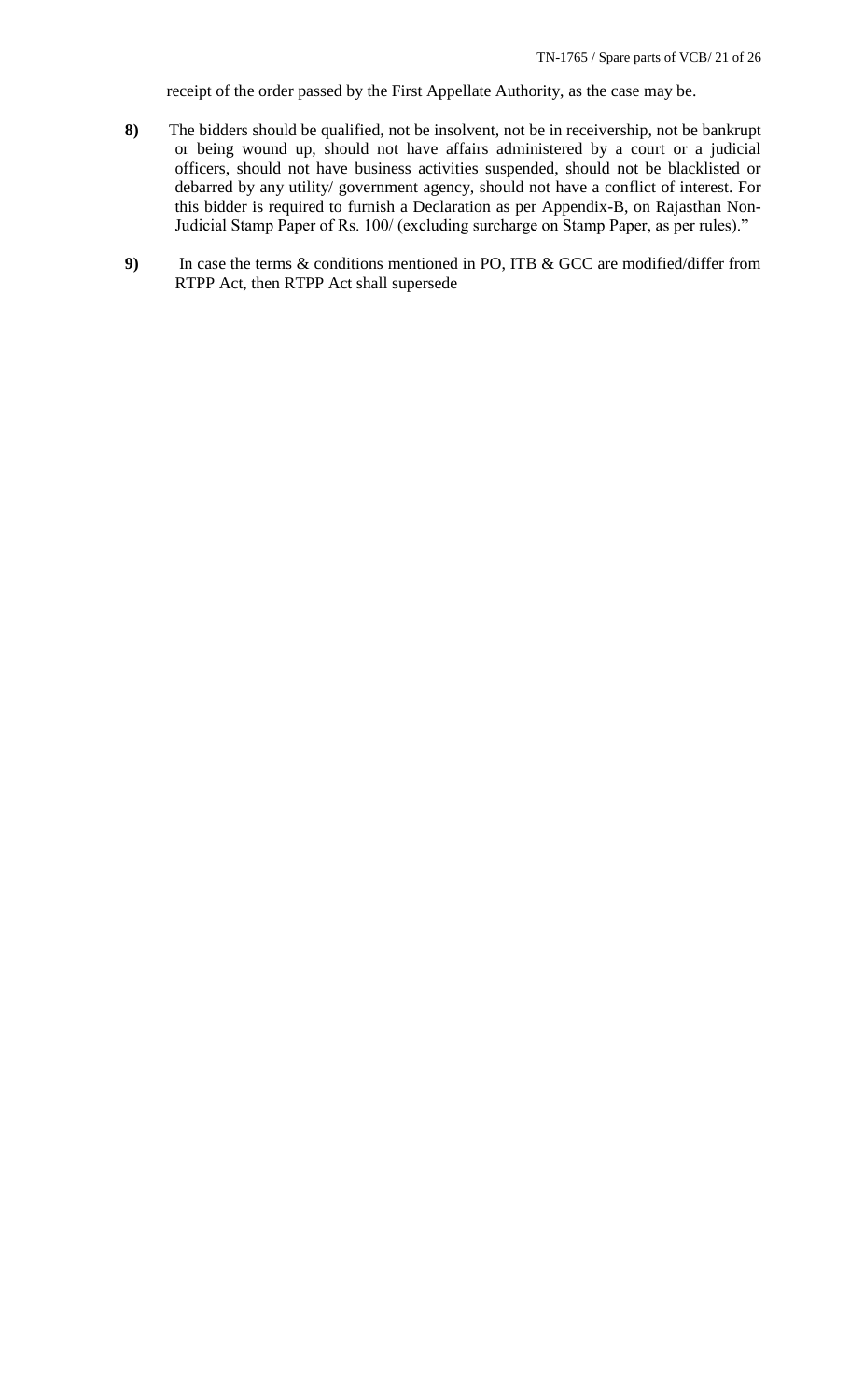receipt of the order passed by the First Appellate Authority, as the case may be.

**8)** The bidders should be qualified, not be insolvent, not be in receivership, not be bankrupt or being wound up, should not have affairs administered by a court or a judicial officers, should not have business activities suspended, should not be blacklisted or debarred by any utility/ government agency, should not have a conflict of interest. For this bidder is required to furnish a Declaration as per Appendix-B, on Rajasthan Non-Judicial Stamp Paper of Rs. 100/ (excluding surcharge on Stamp Paper, as per rules)."

**9)** In case the terms & conditions mentioned in PO, ITB & GCC are modified/differ from RTPP Act, then RTPP Act shall supersede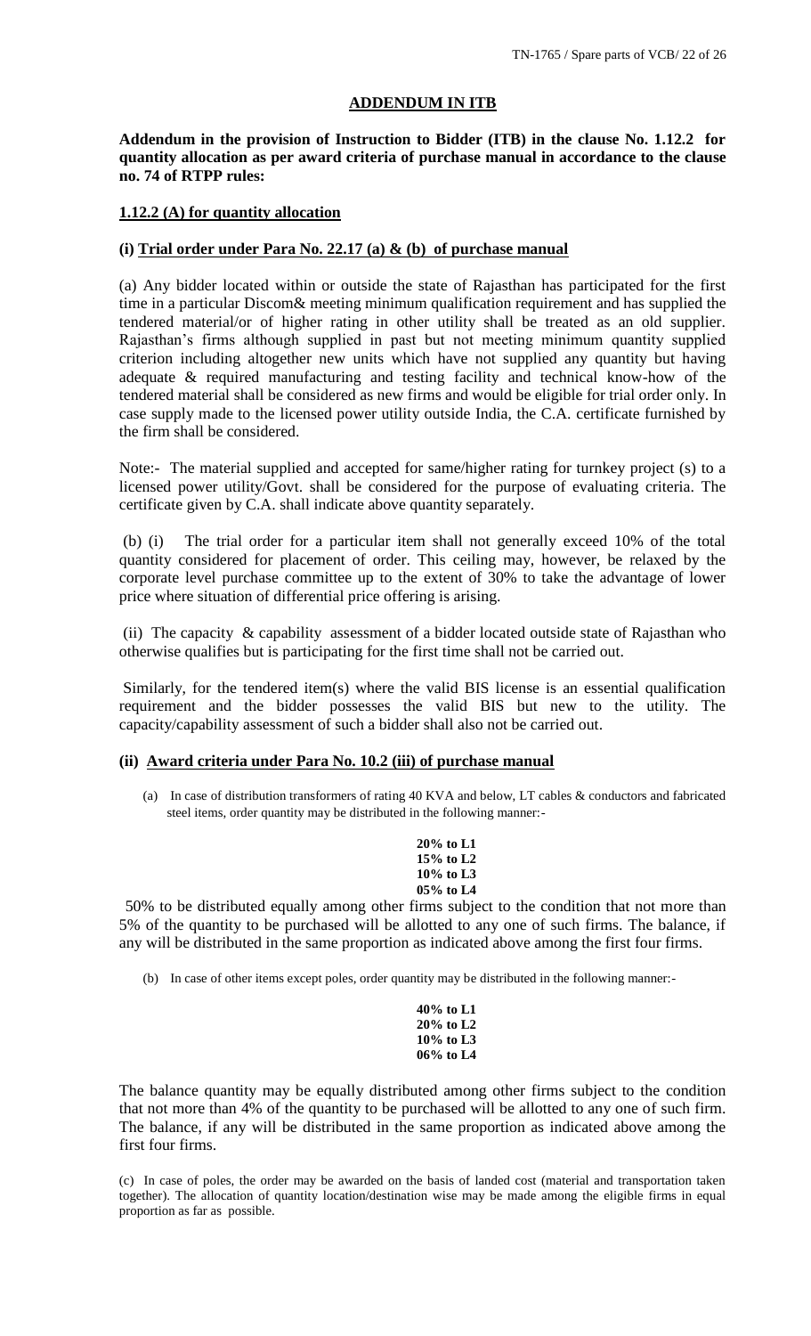## ADDENDUM IN ITB

**Addendum in the provision of Instruction to Bidder (ITB) in the clause No. 1.12.2 for quantity allocation as per award criteria of purchase manual in accordance to the clause no. 74 of RTPP rules:**

**1.12.2 (A) for quantity allocation**

**(i) Trial order under Para No. 22.17 (a) & (b) of purchase manual**

(a) Any bidder located within or outside the state of Rajasthan has participated for the first time in a particular Discom& meeting minimum qualification requirement and has supplied the tendered material/or of higher rating in other utility shall be treated as an old supplier. Rajasthan's firms although supplied in past but not meeting minimum quantity supplied criterion including altogether new units which have not supplied any quantity but having adequate & required manufacturing and testing facility and technical know-how of the tendered material shall be considered as new firms and would be eligible for trial order only. In case supply made to the licensed power utility outside India, the C.A. certificate furnished by the firm shall be considered.

Note:- The material supplied and accepted for same/higher rating for turnkey project (s) to a licensed power utility/Govt. shall be considered for the purpose of evaluating criteria. The certificate given by C.A. shall indicate above quantity separately.

(b) (i) The trial order for a particular item shall not generally exceed 10% of the total quantity considered for placement of order. This ceiling may, however, be relaxed by the corporate level purchase committee up to the extent of 30% to take the advantage of lower price where situation of differential price offering is arising.

(ii) The capacity & capability assessment of a bidder located outside state of Rajasthan who otherwise qualifies but is participating for the first time shall not be carried out.

Similarly, for the tendered item(s) where the valid BIS license is an essential qualification requirement and the bidder possesses the valid BIS but new to the utility. The capacity/capability assessment of such a bidder shall also not be carried out.

**(ii) Award criteria under Para No. 10.2 (iii) of purchase manual**

(a) In case of distribution transformers of rating 40 KVA and below, LT cables & conductors and fabricated steel items, order quantity may be distributed in the following manner:-

**20% to L1**
**15% to L2**
**10% to L3**
**05% to L4**

50% to be distributed equally among other firms subject to the condition that not more than 5% of the quantity to be purchased will be allotted to any one of such firms. The balance, if any will be distributed in the same proportion as indicated above among the first four firms.

(b) In case of other items except poles, order quantity may be distributed in the following manner:-

**40% to L1**
**20% to L2**
**10% to L3**
**06% to L4**

The balance quantity may be equally distributed among other firms subject to the condition that not more than 4% of the quantity to be purchased will be allotted to any one of such firm. The balance, if any will be distributed in the same proportion as indicated above among the first four firms.

(c) In case of poles, the order may be awarded on the basis of landed cost (material and transportation taken together). The allocation of quantity location/destination wise may be made among the eligible firms in equal proportion as far as possible.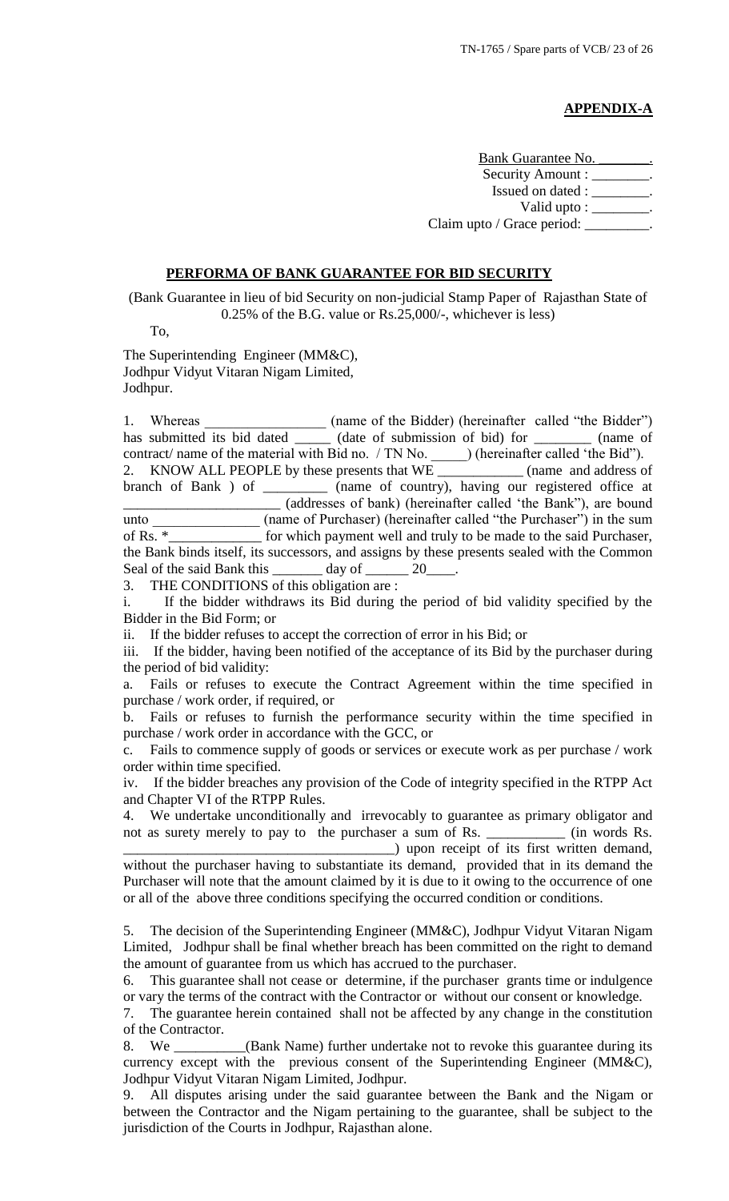**APPENDIX-A**

Bank Guarantee No. ________.
Security Amount : ________.
Issued on dated : ________.
Valid upto : ________.
Claim upto / Grace period: _________.

## PERFORMA OF BANK GUARANTEE FOR BID SECURITY

(Bank Guarantee in lieu of bid Security on non-judicial Stamp Paper of Rajasthan State of 0.25% of the B.G. value or Rs.25,000/-, whichever is less)

To,

The Superintending Engineer (MM&C),
Jodhpur Vidyut Vitaran Nigam Limited,
Jodhpur.

1. Whereas _________________ (name of the Bidder) (hereinafter called "the Bidder") has submitted its bid dated _____ (date of submission of bid) for ________ (name of contract/ name of the material with Bid no. / TN No. _____) (hereinafter called 'the Bid").
2. KNOW ALL PEOPLE by these presents that WE ____________ (name and address of branch of Bank ) of _________ (name of country), having our registered office at ______________________ (addresses of bank) (hereinafter called 'the Bank"), are bound unto _______________ (name of Purchaser) (hereinafter called "the Purchaser") in the sum of Rs. *_____________ for which payment well and truly to be made to the said Purchaser, the Bank binds itself, its successors, and assigns by these presents sealed with the Common Seal of the said Bank this _______ day of ______ 20____.
3. THE CONDITIONS of this obligation are :

i. If the bidder withdraws its Bid during the period of bid validity specified by the Bidder in the Bid Form; or

ii. If the bidder refuses to accept the correction of error in his Bid; or

iii. If the bidder, having been notified of the acceptance of its Bid by the purchaser during the period of bid validity:

a. Fails or refuses to execute the Contract Agreement within the time specified in purchase / work order, if required, or

b. Fails or refuses to furnish the performance security within the time specified in purchase / work order in accordance with the GCC, or

c. Fails to commence supply of goods or services or execute work as per purchase / work order within time specified.

iv. If the bidder breaches any provision of the Code of integrity specified in the RTPP Act and Chapter VI of the RTPP Rules.

4. We undertake unconditionally and irrevocably to guarantee as primary obligator and not as surety merely to pay to the purchaser a sum of Rs. ___________ (in words Rs. ______________________________________) upon receipt of its first written demand, without the purchaser having to substantiate its demand, provided that in its demand the Purchaser will note that the amount claimed by it is due to it owing to the occurrence of one or all of the above three conditions specifying the occurred condition or conditions.

5. The decision of the Superintending Engineer (MM&C), Jodhpur Vidyut Vitaran Nigam Limited, Jodhpur shall be final whether breach has been committed on the right to demand the amount of guarantee from us which has accrued to the purchaser.

6. This guarantee shall not cease or determine, if the purchaser grants time or indulgence or vary the terms of the contract with the Contractor or without our consent or knowledge.

7. The guarantee herein contained shall not be affected by any change in the constitution of the Contractor.

8. We __________(Bank Name) further undertake not to revoke this guarantee during its currency except with the previous consent of the Superintending Engineer (MM&C), Jodhpur Vidyut Vitaran Nigam Limited, Jodhpur.

9. All disputes arising under the said guarantee between the Bank and the Nigam or between the Contractor and the Nigam pertaining to the guarantee, shall be subject to the jurisdiction of the Courts in Jodhpur, Rajasthan alone.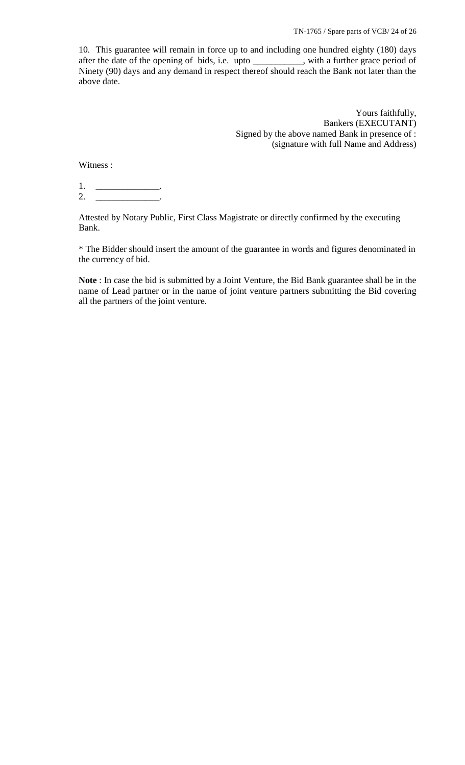10. This guarantee will remain in force up to and including one hundred eighty (180) days after the date of the opening of bids, i.e. upto ___________, with a further grace period of Ninety (90) days and any demand in respect thereof should reach the Bank not later than the above date.

Yours faithfully,
Bankers (EXECUTANT)
Signed by the above named Bank in presence of :
(signature with full Name and Address)

Witness :

1. ______________.
2. ______________.

Attested by Notary Public, First Class Magistrate or directly confirmed by the executing Bank.

* The Bidder should insert the amount of the guarantee in words and figures denominated in the currency of bid.

**Note** : In case the bid is submitted by a Joint Venture, the Bid Bank guarantee shall be in the name of Lead partner or in the name of joint venture partners submitting the Bid covering all the partners of the joint venture.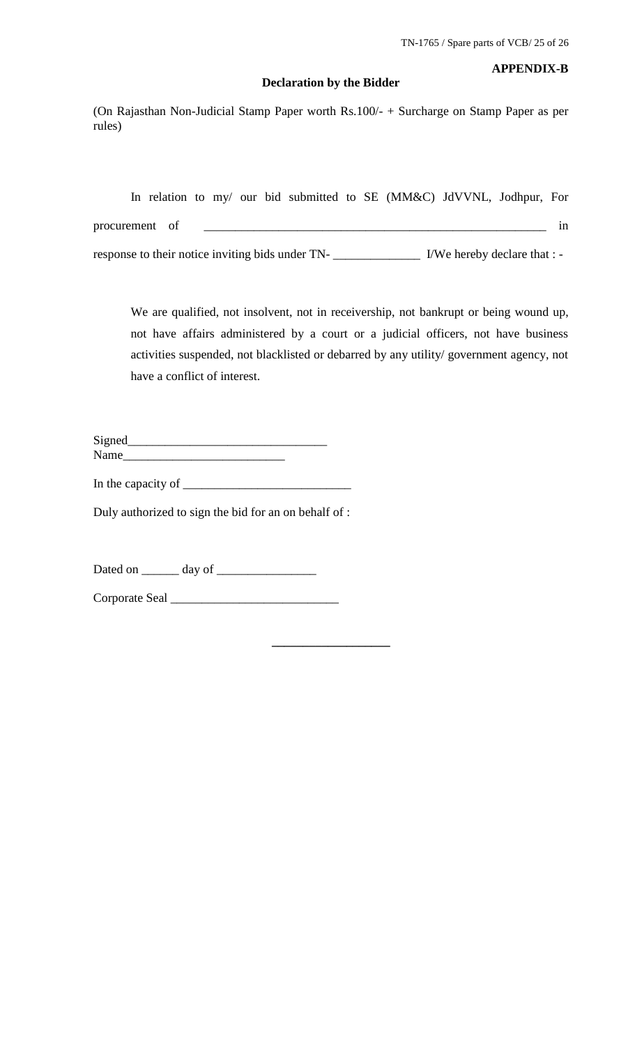**APPENDIX-B**

**Declaration by the Bidder**

(On Rajasthan Non-Judicial Stamp Paper worth Rs.100/- + Surcharge on Stamp Paper as per rules)

In relation to my/ our bid submitted to SE (MM&C) JdVVNL, Jodhpur, For procurement of \_\_\_\_\_\_\_\_\_\_\_\_\_\_\_\_\_\_\_\_\_\_\_\_\_\_\_\_\_\_\_\_\_\_\_\_\_\_\_\_\_\_\_\_\_\_\_\_\_\_\_\_\_\_\_\_ in response to their notice inviting bids under TN- \_\_\_\_\_\_\_\_\_\_\_\_\_\_ I/We hereby declare that : -

We are qualified, not insolvent, not in receivership, not bankrupt or being wound up, not have affairs administered by a court or a judicial officers, not have business activities suspended, not blacklisted or debarred by any utility/ government agency, not have a conflict of interest.

Signed\_\_\_\_\_\_\_\_\_\_\_\_\_\_\_\_\_\_\_\_\_\_\_\_\_\_\_\_\_\_\_
Name\_\_\_\_\_\_\_\_\_\_\_\_\_\_\_\_\_\_\_\_\_\_\_\_\_\_

In the capacity of \_\_\_\_\_\_\_\_\_\_\_\_\_\_\_\_\_\_\_\_\_\_\_\_\_\_\_

Duly authorized to sign the bid for an on behalf of :

Dated on \_\_\_\_\_\_ day of \_\_\_\_\_\_\_\_\_\_\_\_\_\_\_\_

Corporate Seal \_\_\_\_\_\_\_\_\_\_\_\_\_\_\_\_\_\_\_\_\_\_\_\_\_\_\_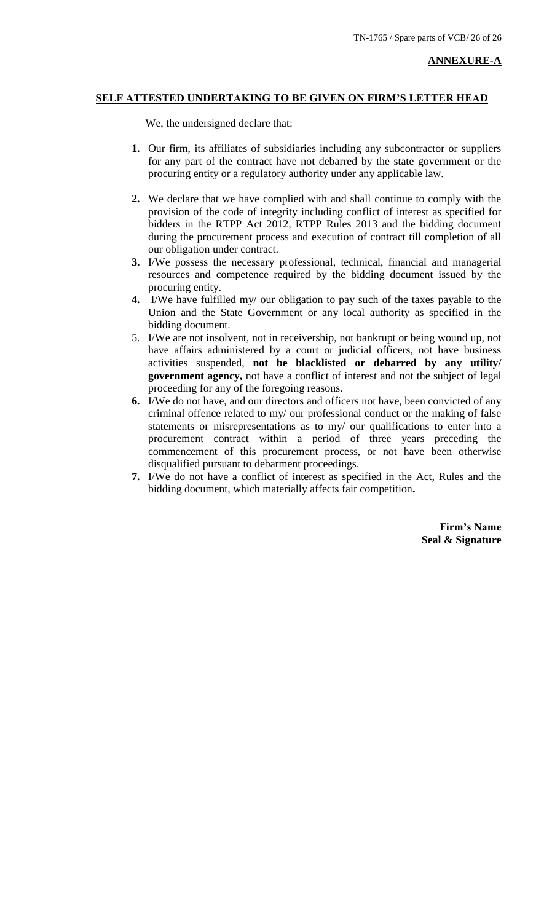**ANNEXURE-A**

## SELF ATTESTED UNDERTAKING TO BE GIVEN ON FIRM'S LETTER HEAD

We, the undersigned declare that:

1. Our firm, its affiliates of subsidiaries including any subcontractor or suppliers for any part of the contract have not debarred by the state government or the procuring entity or a regulatory authority under any applicable law.
2. We declare that we have complied with and shall continue to comply with the provision of the code of integrity including conflict of interest as specified for bidders in the RTPP Act 2012, RTPP Rules 2013 and the bidding document during the procurement process and execution of contract till completion of all our obligation under contract.
3. I/We possess the necessary professional, technical, financial and managerial resources and competence required by the bidding document issued by the procuring entity.
4. I/We have fulfilled my/ our obligation to pay such of the taxes payable to the Union and the State Government or any local authority as specified in the bidding document.
5. I/We are not insolvent, not in receivership, not bankrupt or being wound up, not have affairs administered by a court or judicial officers, not have business activities suspended, **not be blacklisted or debarred by any utility/ government agency,** not have a conflict of interest and not the subject of legal proceeding for any of the foregoing reasons.
6. I/We do not have, and our directors and officers not have, been convicted of any criminal offence related to my/ our professional conduct or the making of false statements or misrepresentations as to my/ our qualifications to enter into a procurement contract within a period of three years preceding the commencement of this procurement process, or not have been otherwise disqualified pursuant to debarment proceedings.
7. I/We do not have a conflict of interest as specified in the Act, Rules and the bidding document, which materially affects fair competition**.**

**Firm's Name**
**Seal & Signature**